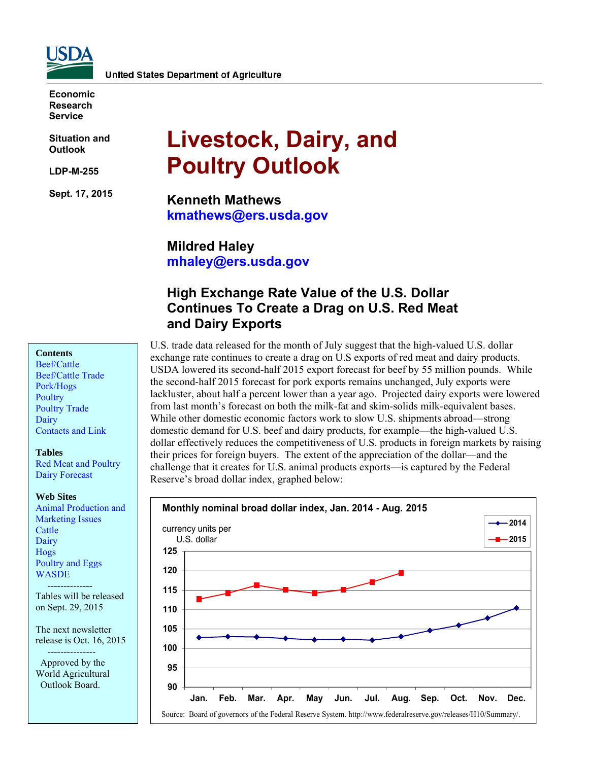United States Department of Agriculture

Economic Research Service

Situation and Outlook

LDP-M-255

Sept. 17, 2015

# Livestock, Dairy, and Poultry Outlook

**Kenneth Mathews**
kmathews@ers.usda.gov

**Mildred Haley**
mhaley@ers.usda.gov

## High Exchange Rate Value of the U.S. Dollar Continues To Create a Drag on U.S. Red Meat and Dairy Exports

**Contents**
- Beef/Cattle
- Beef/Cattle Trade
- Pork/Hogs
- Poultry
- Poultry Trade
- Dairy
- Contacts and Link

**Tables**
- Red Meat and Poultry
- Dairy Forecast

**Web Sites**
- Animal Production and Marketing Issues
- Cattle
- Dairy
- Hogs
- Poultry and Eggs
- WASDE

Tables will be released on Sept. 29, 2015

The next newsletter release is Oct. 16, 2015

Approved by the World Agricultural Outlook Board.

U.S. trade data released for the month of July suggest that the high-valued U.S. dollar exchange rate continues to create a drag on U.S exports of red meat and dairy products. USDA lowered its second-half 2015 export forecast for beef by 55 million pounds. While the second-half 2015 forecast for pork exports remains unchanged, July exports were lackluster, about half a percent lower than a year ago. Projected dairy exports were lowered from last month's forecast on both the milk-fat and skim-solids milk-equivalent bases. While other domestic economic factors work to slow U.S. shipments abroad—strong domestic demand for U.S. beef and dairy products, for example—the high-valued U.S. dollar effectively reduces the competitiveness of U.S. products in foreign markets by raising their prices for foreign buyers. The extent of the appreciation of the dollar—and the challenge that it creates for U.S. animal products exports—is captured by the Federal Reserve's broad dollar index, graphed below:

**Monthly nominal broad dollar index, Jan. 2014 - Aug. 2015**

currency units per U.S. dollar

Source: Board of governors of the Federal Reserve System. http://www.federalreserve.gov/releases/H10/Summary/.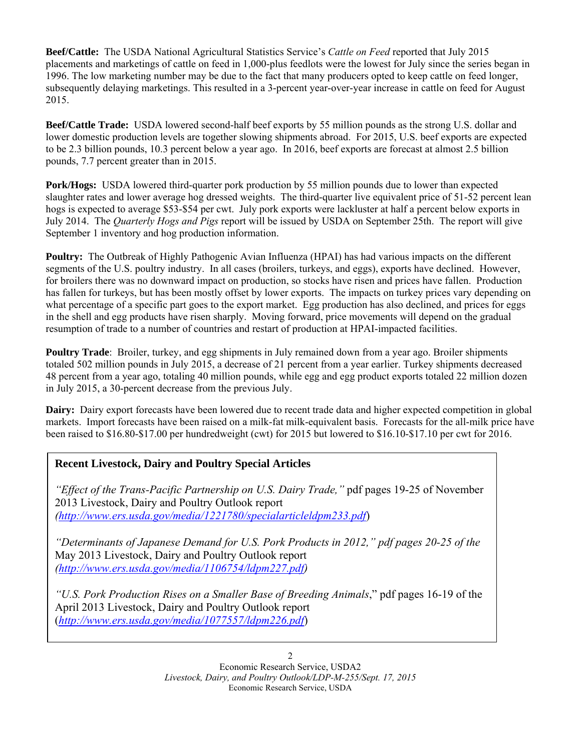**Beef/Cattle:** The USDA National Agricultural Statistics Service's *Cattle on Feed* reported that July 2015 placements and marketings of cattle on feed in 1,000-plus feedlots were the lowest for July since the series began in 1996. The low marketing number may be due to the fact that many producers opted to keep cattle on feed longer, subsequently delaying marketings. This resulted in a 3-percent year-over-year increase in cattle on feed for August 2015.

**Beef/Cattle Trade:** USDA lowered second-half beef exports by 55 million pounds as the strong U.S. dollar and lower domestic production levels are together slowing shipments abroad. For 2015, U.S. beef exports are expected to be 2.3 billion pounds, 10.3 percent below a year ago. In 2016, beef exports are forecast at almost 2.5 billion pounds, 7.7 percent greater than in 2015.

**Pork/Hogs:** USDA lowered third-quarter pork production by 55 million pounds due to lower than expected slaughter rates and lower average hog dressed weights. The third-quarter live equivalent price of 51-52 percent lean hogs is expected to average $53-$54 per cwt. July pork exports were lackluster at half a percent below exports in July 2014. The *Quarterly Hogs and Pigs* report will be issued by USDA on September 25th. The report will give September 1 inventory and hog production information.

**Poultry:** The Outbreak of Highly Pathogenic Avian Influenza (HPAI) has had various impacts on the different segments of the U.S. poultry industry. In all cases (broilers, turkeys, and eggs), exports have declined. However, for broilers there was no downward impact on production, so stocks have risen and prices have fallen. Production has fallen for turkeys, but has been mostly offset by lower exports. The impacts on turkey prices vary depending on what percentage of a specific part goes to the export market. Egg production has also declined, and prices for eggs in the shell and egg products have risen sharply. Moving forward, price movements will depend on the gradual resumption of trade to a number of countries and restart of production at HPAI-impacted facilities.

**Poultry Trade**: Broiler, turkey, and egg shipments in July remained down from a year ago. Broiler shipments totaled 502 million pounds in July 2015, a decrease of 21 percent from a year earlier. Turkey shipments decreased 48 percent from a year ago, totaling 40 million pounds, while egg and egg product exports totaled 22 million dozen in July 2015, a 30-percent decrease from the previous July.

**Dairy:** Dairy export forecasts have been lowered due to recent trade data and higher expected competition in global markets. Import forecasts have been raised on a milk-fat milk-equivalent basis. Forecasts for the all-milk price have been raised to $16.80-$17.00 per hundredweight (cwt) for 2015 but lowered to $16.10-$17.10 per cwt for 2016.

### Recent Livestock, Dairy and Poultry Special Articles

*"Effect of the Trans-Pacific Partnership on U.S. Dairy Trade,"* pdf pages 19-25 of November 2013 Livestock, Dairy and Poultry Outlook report (http://www.ers.usda.gov/media/1221780/specialarticleldpm233.pdf)

*"Determinants of Japanese Demand for U.S. Pork Products in 2012," pdf pages 20-25 of the* May 2013 Livestock, Dairy and Poultry Outlook report (http://www.ers.usda.gov/media/1106754/ldpm227.pdf)

*"U.S. Pork Production Rises on a Smaller Base of Breeding Animals*," pdf pages 16-19 of the April 2013 Livestock, Dairy and Poultry Outlook report (http://www.ers.usda.gov/media/1077557/ldpm226.pdf)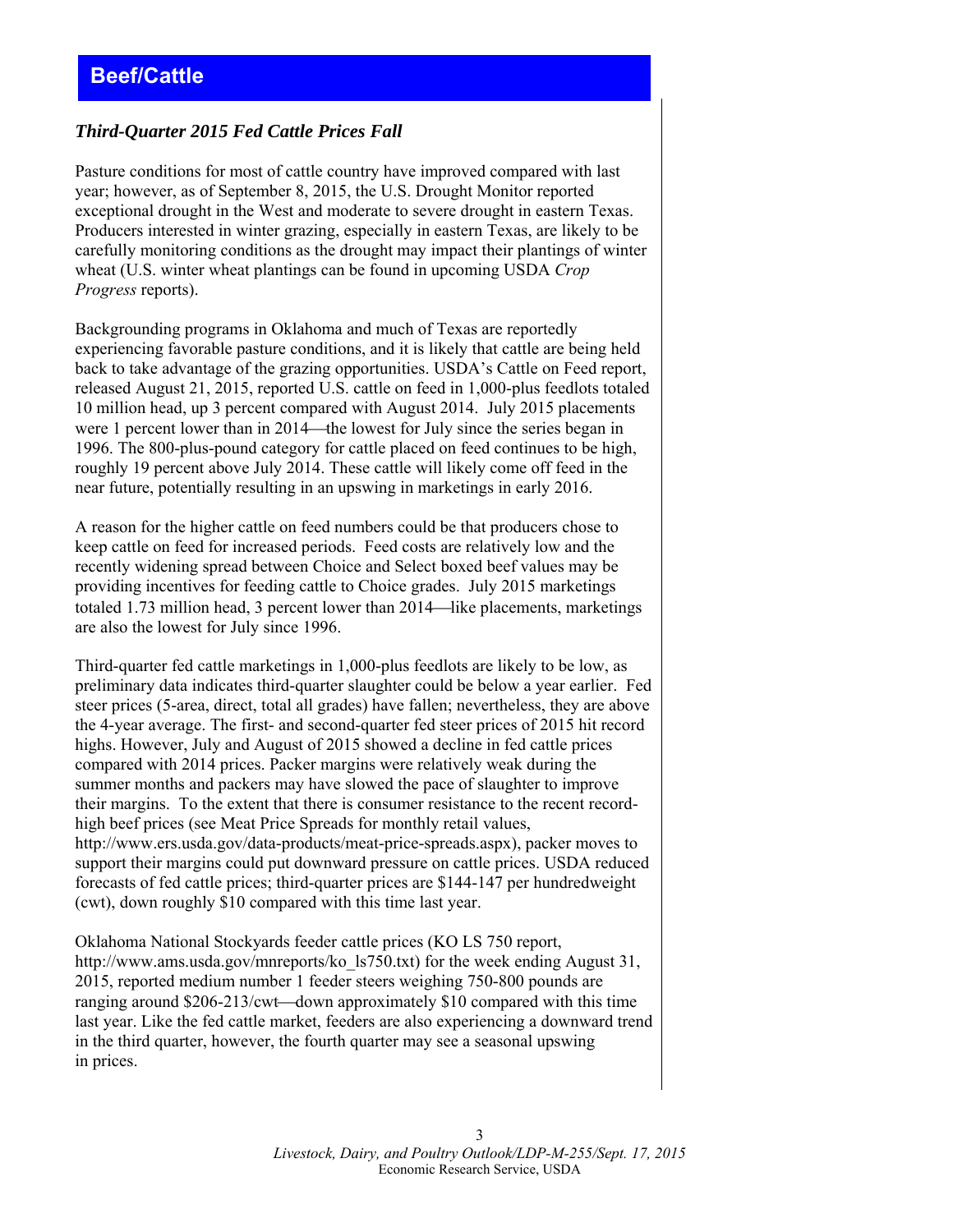# Beef/Cattle

### *Third-Quarter 2015 Fed Cattle Prices Fall*

Pasture conditions for most of cattle country have improved compared with last year; however, as of September 8, 2015, the U.S. Drought Monitor reported exceptional drought in the West and moderate to severe drought in eastern Texas. Producers interested in winter grazing, especially in eastern Texas, are likely to be carefully monitoring conditions as the drought may impact their plantings of winter wheat (U.S. winter wheat plantings can be found in upcoming USDA *Crop Progress* reports).

Backgrounding programs in Oklahoma and much of Texas are reportedly experiencing favorable pasture conditions, and it is likely that cattle are being held back to take advantage of the grazing opportunities. USDA's Cattle on Feed report, released August 21, 2015, reported U.S. cattle on feed in 1,000-plus feedlots totaled 10 million head, up 3 percent compared with August 2014. July 2015 placements were 1 percent lower than in 2014—the lowest for July since the series began in 1996. The 800-plus-pound category for cattle placed on feed continues to be high, roughly 19 percent above July 2014. These cattle will likely come off feed in the near future, potentially resulting in an upswing in marketings in early 2016.

A reason for the higher cattle on feed numbers could be that producers chose to keep cattle on feed for increased periods. Feed costs are relatively low and the recently widening spread between Choice and Select boxed beef values may be providing incentives for feeding cattle to Choice grades. July 2015 marketings totaled 1.73 million head, 3 percent lower than 2014—like placements, marketings are also the lowest for July since 1996.

Third-quarter fed cattle marketings in 1,000-plus feedlots are likely to be low, as preliminary data indicates third-quarter slaughter could be below a year earlier. Fed steer prices (5-area, direct, total all grades) have fallen; nevertheless, they are above the 4-year average. The first- and second-quarter fed steer prices of 2015 hit record highs. However, July and August of 2015 showed a decline in fed cattle prices compared with 2014 prices. Packer margins were relatively weak during the summer months and packers may have slowed the pace of slaughter to improve their margins. To the extent that there is consumer resistance to the recent record-high beef prices (see Meat Price Spreads for monthly retail values, http://www.ers.usda.gov/data-products/meat-price-spreads.aspx), packer moves to support their margins could put downward pressure on cattle prices. USDA reduced forecasts of fed cattle prices; third-quarter prices are $144-147 per hundredweight (cwt), down roughly $10 compared with this time last year.

Oklahoma National Stockyards feeder cattle prices (KO LS 750 report, http://www.ams.usda.gov/mnreports/ko_ls750.txt) for the week ending August 31, 2015, reported medium number 1 feeder steers weighing 750-800 pounds are ranging around $206-213/cwt—down approximately $10 compared with this time last year. Like the fed cattle market, feeders are also experiencing a downward trend in the third quarter, however, the fourth quarter may see a seasonal upswing in prices.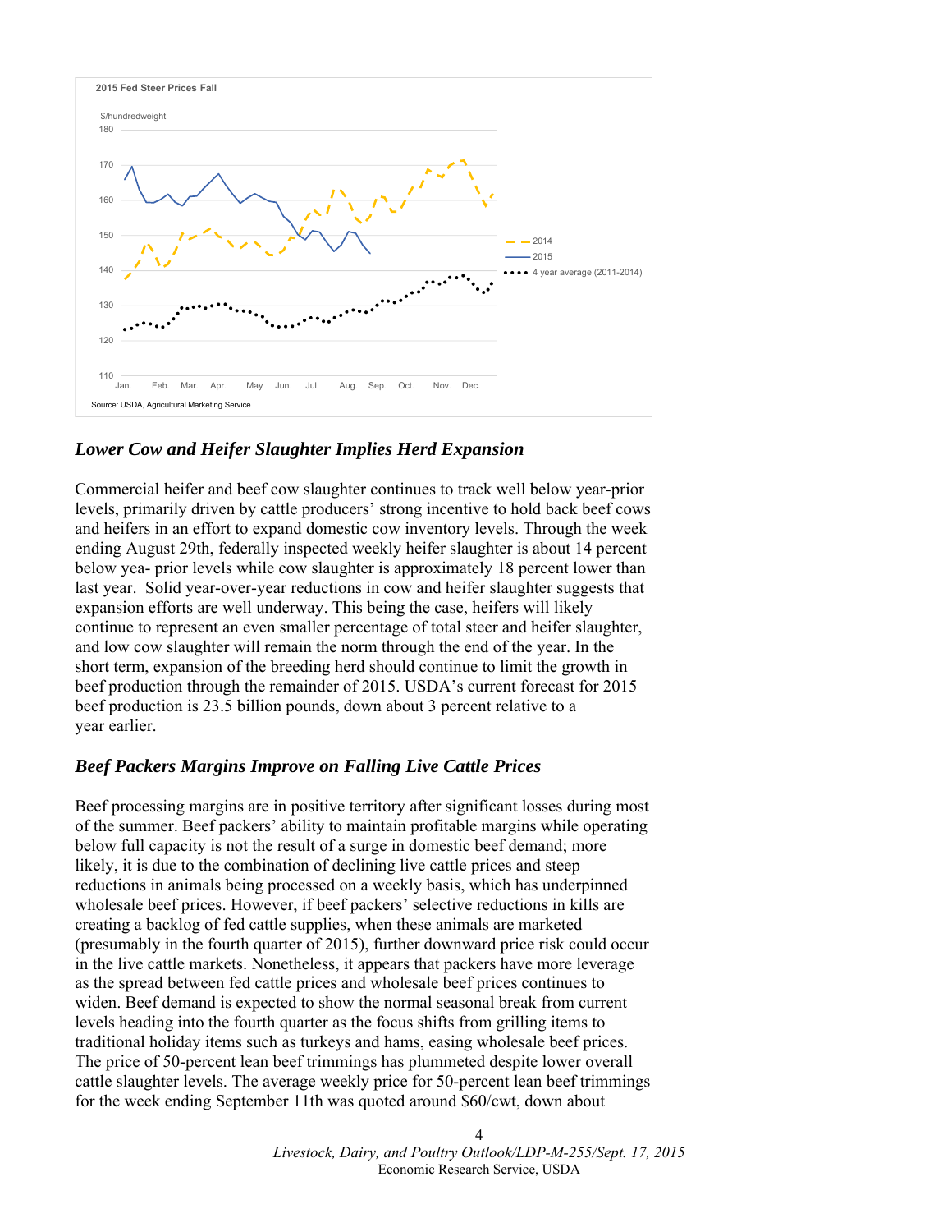**2015 Fed Steer Prices Fall**

$/hundredweight

Source: USDA, Agricultural Marketing Service.

### *Lower Cow and Heifer Slaughter Implies Herd Expansion*

Commercial heifer and beef cow slaughter continues to track well below year-prior levels, primarily driven by cattle producers' strong incentive to hold back beef cows and heifers in an effort to expand domestic cow inventory levels. Through the week ending August 29th, federally inspected weekly heifer slaughter is about 14 percent below yea- prior levels while cow slaughter is approximately 18 percent lower than last year. Solid year-over-year reductions in cow and heifer slaughter suggests that expansion efforts are well underway. This being the case, heifers will likely continue to represent an even smaller percentage of total steer and heifer slaughter, and low cow slaughter will remain the norm through the end of the year. In the short term, expansion of the breeding herd should continue to limit the growth in beef production through the remainder of 2015. USDA's current forecast for 2015 beef production is 23.5 billion pounds, down about 3 percent relative to a year earlier.

### *Beef Packers Margins Improve on Falling Live Cattle Prices*

Beef processing margins are in positive territory after significant losses during most of the summer. Beef packers' ability to maintain profitable margins while operating below full capacity is not the result of a surge in domestic beef demand; more likely, it is due to the combination of declining live cattle prices and steep reductions in animals being processed on a weekly basis, which has underpinned wholesale beef prices. However, if beef packers' selective reductions in kills are creating a backlog of fed cattle supplies, when these animals are marketed (presumably in the fourth quarter of 2015), further downward price risk could occur in the live cattle markets. Nonetheless, it appears that packers have more leverage as the spread between fed cattle prices and wholesale beef prices continues to widen. Beef demand is expected to show the normal seasonal break from current levels heading into the fourth quarter as the focus shifts from grilling items to traditional holiday items such as turkeys and hams, easing wholesale beef prices. The price of 50-percent lean beef trimmings has plummeted despite lower overall cattle slaughter levels. The average weekly price for 50-percent lean beef trimmings for the week ending September 11th was quoted around $60/cwt, down about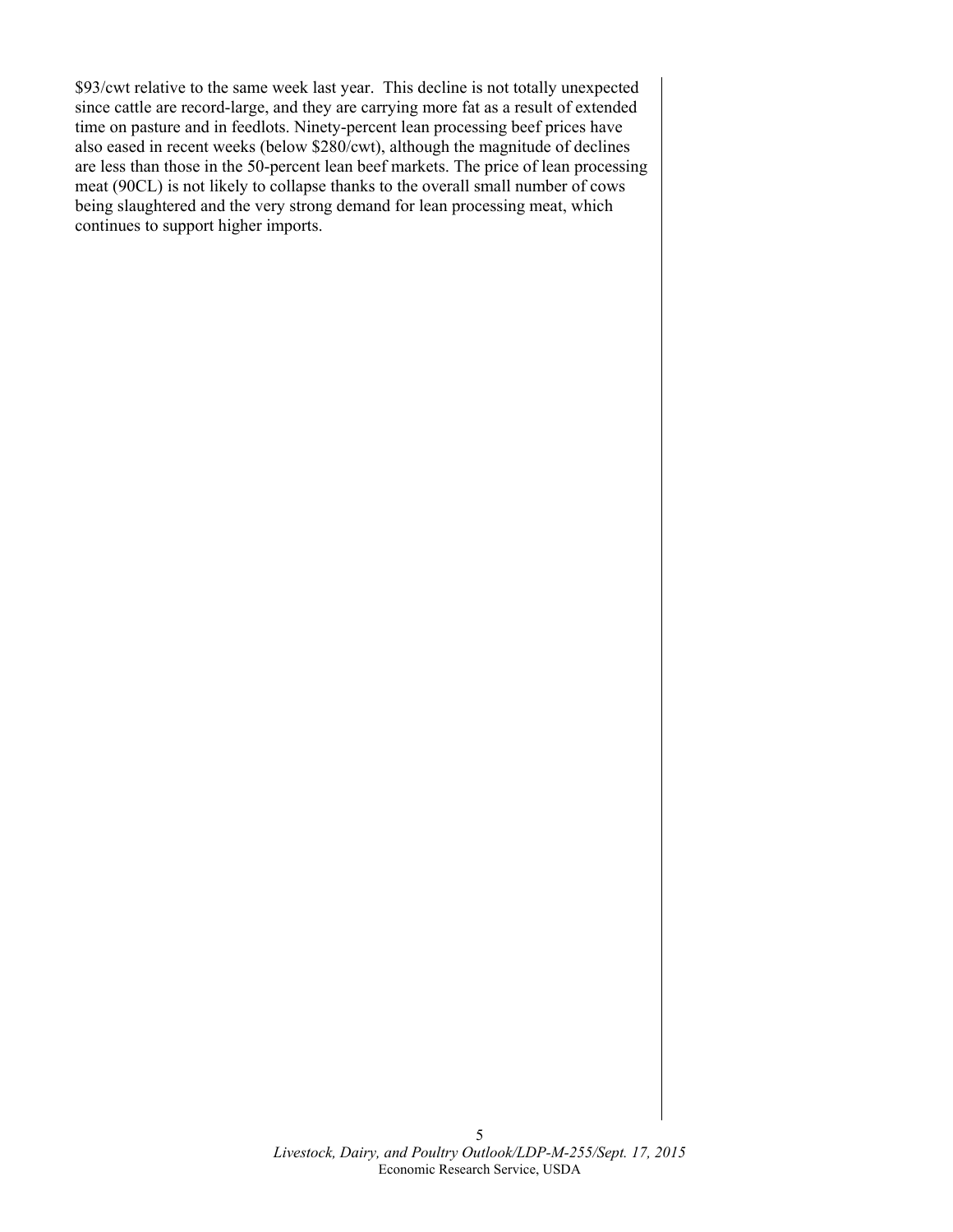$93/cwt relative to the same week last year. This decline is not totally unexpected since cattle are record-large, and they are carrying more fat as a result of extended time on pasture and in feedlots. Ninety-percent lean processing beef prices have also eased in recent weeks (below $280/cwt), although the magnitude of declines are less than those in the 50-percent lean beef markets. The price of lean processing meat (90CL) is not likely to collapse thanks to the overall small number of cows being slaughtered and the very strong demand for lean processing meat, which continues to support higher imports.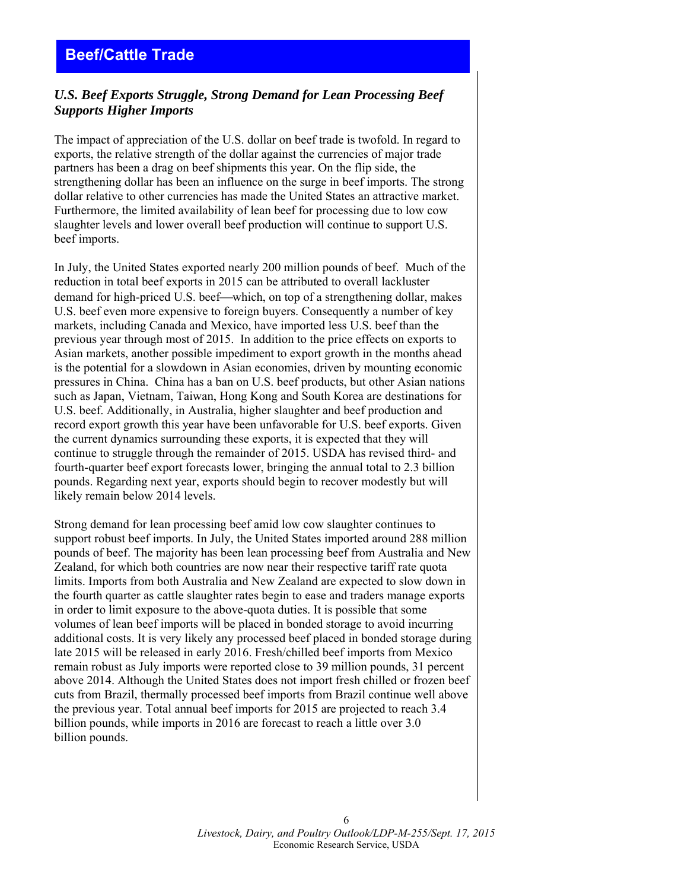## Beef/Cattle Trade

### *U.S. Beef Exports Struggle, Strong Demand for Lean Processing Beef Supports Higher Imports*

The impact of appreciation of the U.S. dollar on beef trade is twofold. In regard to exports, the relative strength of the dollar against the currencies of major trade partners has been a drag on beef shipments this year. On the flip side, the strengthening dollar has been an influence on the surge in beef imports. The strong dollar relative to other currencies has made the United States an attractive market. Furthermore, the limited availability of lean beef for processing due to low cow slaughter levels and lower overall beef production will continue to support U.S. beef imports.

In July, the United States exported nearly 200 million pounds of beef. Much of the reduction in total beef exports in 2015 can be attributed to overall lackluster demand for high-priced U.S. beef—which, on top of a strengthening dollar, makes U.S. beef even more expensive to foreign buyers. Consequently a number of key markets, including Canada and Mexico, have imported less U.S. beef than the previous year through most of 2015. In addition to the price effects on exports to Asian markets, another possible impediment to export growth in the months ahead is the potential for a slowdown in Asian economies, driven by mounting economic pressures in China. China has a ban on U.S. beef products, but other Asian nations such as Japan, Vietnam, Taiwan, Hong Kong and South Korea are destinations for U.S. beef. Additionally, in Australia, higher slaughter and beef production and record export growth this year have been unfavorable for U.S. beef exports. Given the current dynamics surrounding these exports, it is expected that they will continue to struggle through the remainder of 2015. USDA has revised third- and fourth-quarter beef export forecasts lower, bringing the annual total to 2.3 billion pounds. Regarding next year, exports should begin to recover modestly but will likely remain below 2014 levels.

Strong demand for lean processing beef amid low cow slaughter continues to support robust beef imports. In July, the United States imported around 288 million pounds of beef. The majority has been lean processing beef from Australia and New Zealand, for which both countries are now near their respective tariff rate quota limits. Imports from both Australia and New Zealand are expected to slow down in the fourth quarter as cattle slaughter rates begin to ease and traders manage exports in order to limit exposure to the above-quota duties. It is possible that some volumes of lean beef imports will be placed in bonded storage to avoid incurring additional costs. It is very likely any processed beef placed in bonded storage during late 2015 will be released in early 2016. Fresh/chilled beef imports from Mexico remain robust as July imports were reported close to 39 million pounds, 31 percent above 2014. Although the United States does not import fresh chilled or frozen beef cuts from Brazil, thermally processed beef imports from Brazil continue well above the previous year. Total annual beef imports for 2015 are projected to reach 3.4 billion pounds, while imports in 2016 are forecast to reach a little over 3.0 billion pounds.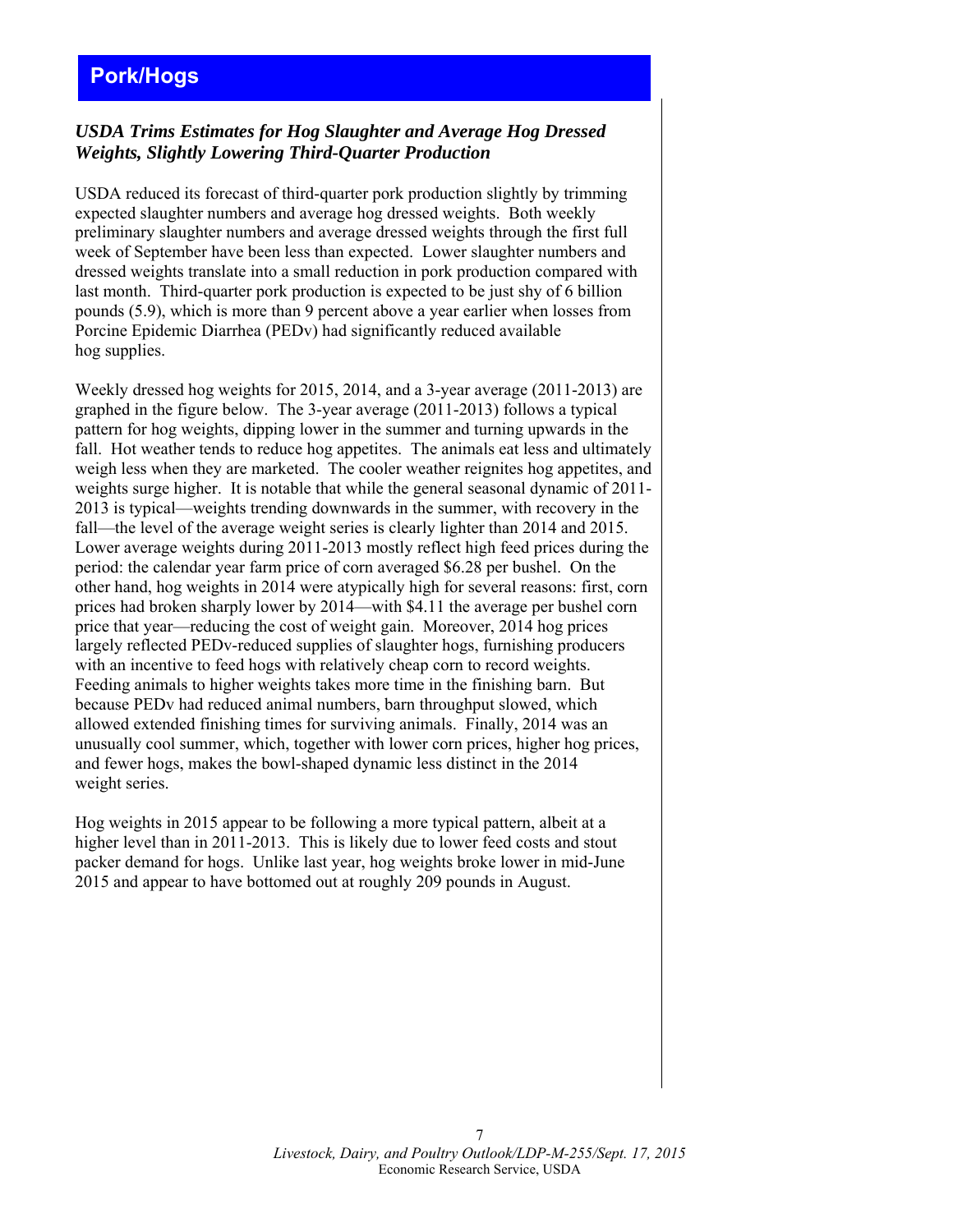## Pork/Hogs

### *USDA Trims Estimates for Hog Slaughter and Average Hog Dressed Weights, Slightly Lowering Third-Quarter Production*

USDA reduced its forecast of third-quarter pork production slightly by trimming expected slaughter numbers and average hog dressed weights. Both weekly preliminary slaughter numbers and average dressed weights through the first full week of September have been less than expected. Lower slaughter numbers and dressed weights translate into a small reduction in pork production compared with last month. Third-quarter pork production is expected to be just shy of 6 billion pounds (5.9), which is more than 9 percent above a year earlier when losses from Porcine Epidemic Diarrhea (PEDv) had significantly reduced available hog supplies.

Weekly dressed hog weights for 2015, 2014, and a 3-year average (2011-2013) are graphed in the figure below. The 3-year average (2011-2013) follows a typical pattern for hog weights, dipping lower in the summer and turning upwards in the fall. Hot weather tends to reduce hog appetites. The animals eat less and ultimately weigh less when they are marketed. The cooler weather reignites hog appetites, and weights surge higher. It is notable that while the general seasonal dynamic of 2011-2013 is typical—weights trending downwards in the summer, with recovery in the fall—the level of the average weight series is clearly lighter than 2014 and 2015. Lower average weights during 2011-2013 mostly reflect high feed prices during the period: the calendar year farm price of corn averaged $6.28 per bushel. On the other hand, hog weights in 2014 were atypically high for several reasons: first, corn prices had broken sharply lower by 2014—with $4.11 the average per bushel corn price that year—reducing the cost of weight gain. Moreover, 2014 hog prices largely reflected PEDv-reduced supplies of slaughter hogs, furnishing producers with an incentive to feed hogs with relatively cheap corn to record weights. Feeding animals to higher weights takes more time in the finishing barn. But because PEDv had reduced animal numbers, barn throughput slowed, which allowed extended finishing times for surviving animals. Finally, 2014 was an unusually cool summer, which, together with lower corn prices, higher hog prices, and fewer hogs, makes the bowl-shaped dynamic less distinct in the 2014 weight series.

Hog weights in 2015 appear to be following a more typical pattern, albeit at a higher level than in 2011-2013. This is likely due to lower feed costs and stout packer demand for hogs. Unlike last year, hog weights broke lower in mid-June 2015 and appear to have bottomed out at roughly 209 pounds in August.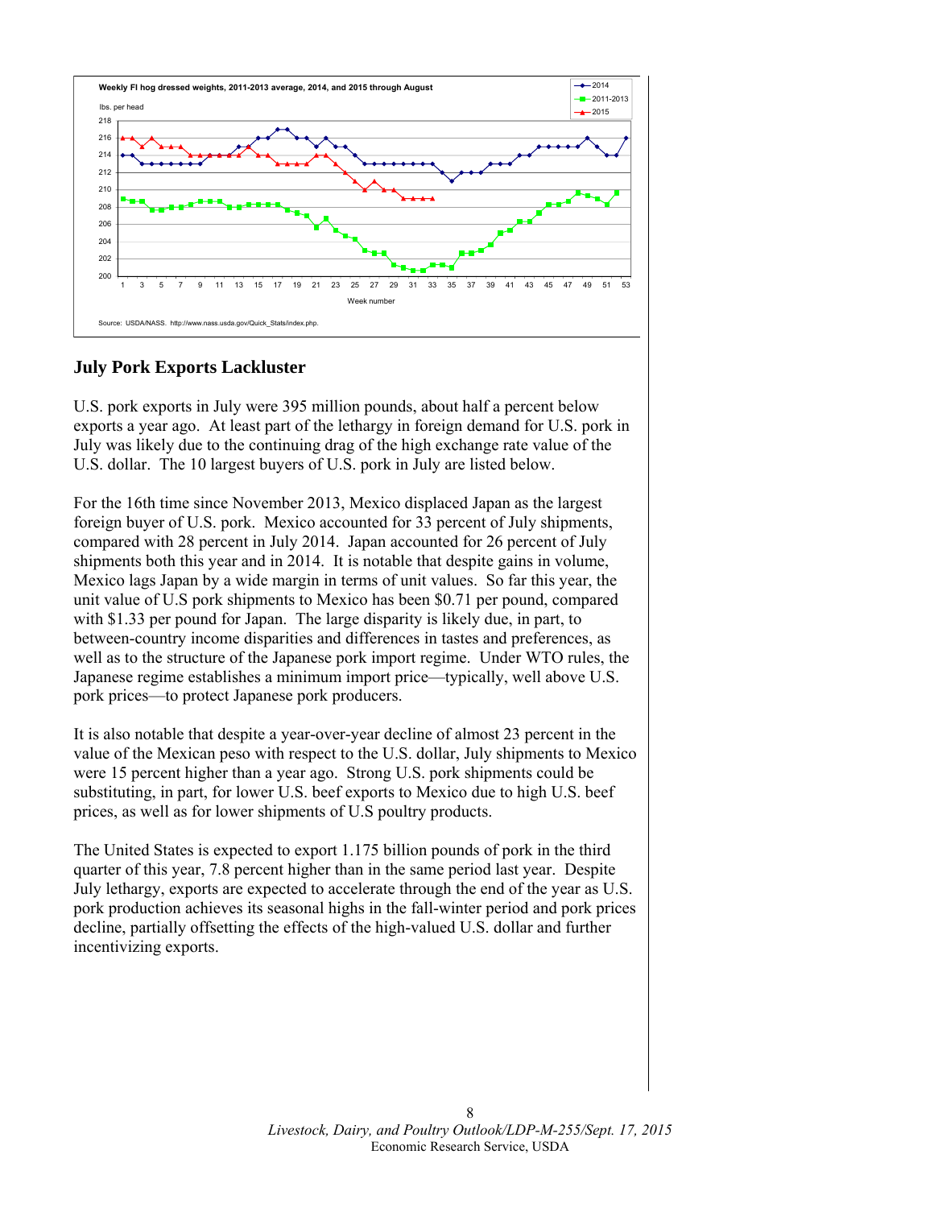## July Pork Exports Lackluster

U.S. pork exports in July were 395 million pounds, about half a percent below exports a year ago. At least part of the lethargy in foreign demand for U.S. pork in July was likely due to the continuing drag of the high exchange rate value of the U.S. dollar. The 10 largest buyers of U.S. pork in July are listed below.

For the 16th time since November 2013, Mexico displaced Japan as the largest foreign buyer of U.S. pork. Mexico accounted for 33 percent of July shipments, compared with 28 percent in July 2014. Japan accounted for 26 percent of July shipments both this year and in 2014. It is notable that despite gains in volume, Mexico lags Japan by a wide margin in terms of unit values. So far this year, the unit value of U.S pork shipments to Mexico has been $0.71 per pound, compared with $1.33 per pound for Japan. The large disparity is likely due, in part, to between-country income disparities and differences in tastes and preferences, as well as to the structure of the Japanese pork import regime. Under WTO rules, the Japanese regime establishes a minimum import price—typically, well above U.S. pork prices—to protect Japanese pork producers.

It is also notable that despite a year-over-year decline of almost 23 percent in the value of the Mexican peso with respect to the U.S. dollar, July shipments to Mexico were 15 percent higher than a year ago. Strong U.S. pork shipments could be substituting, in part, for lower U.S. beef exports to Mexico due to high U.S. beef prices, as well as for lower shipments of U.S poultry products.

The United States is expected to export 1.175 billion pounds of pork in the third quarter of this year, 7.8 percent higher than in the same period last year. Despite July lethargy, exports are expected to accelerate through the end of the year as U.S. pork production achieves its seasonal highs in the fall-winter period and pork prices decline, partially offsetting the effects of the high-valued U.S. dollar and further incentivizing exports.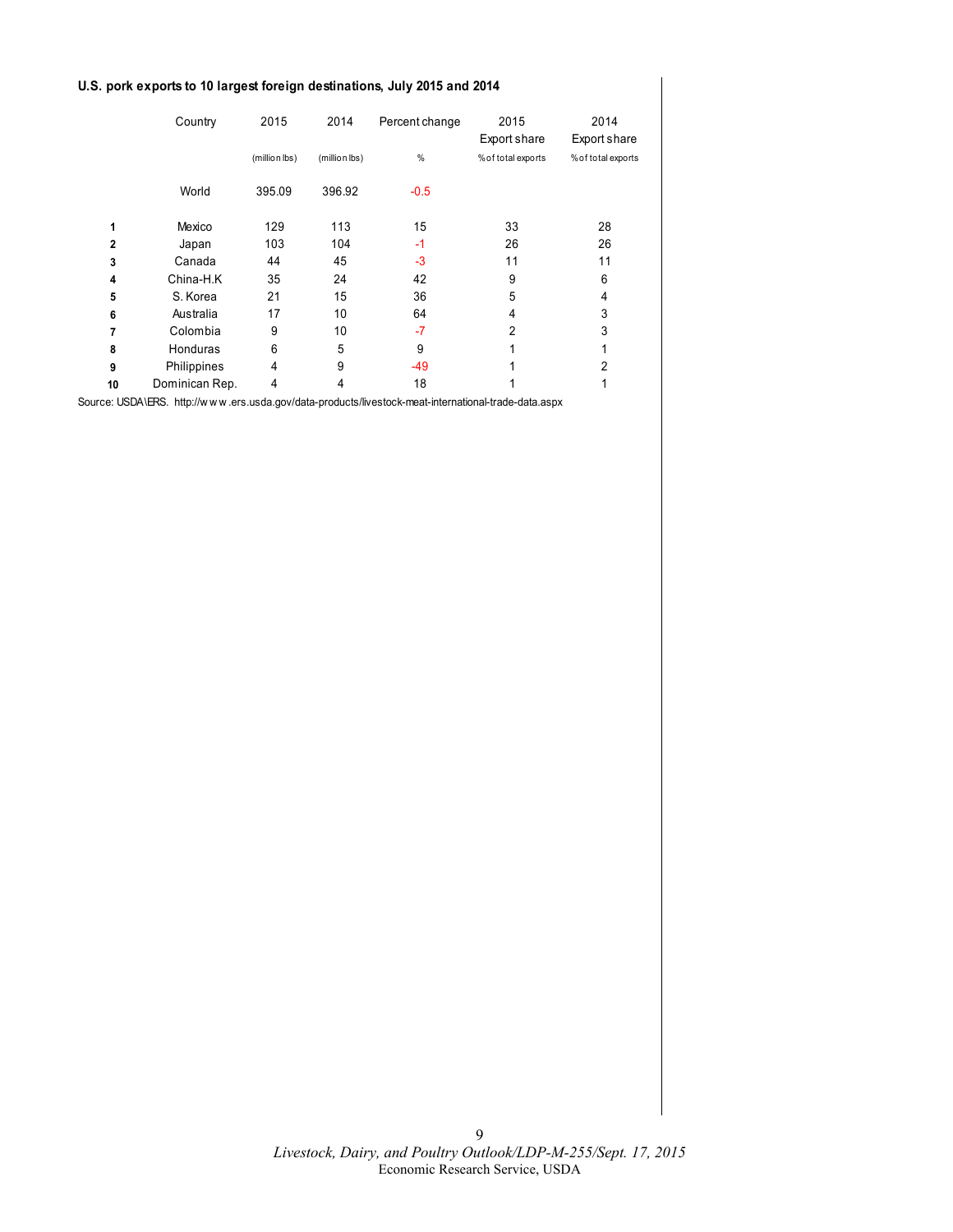**U.S. pork exports to 10 largest foreign destinations, July 2015 and 2014**

| | Country | 2015 | 2014 | Percent change | 2015 Export share | 2014 Export share |
|---|---|---|---|---|---|---|
| | | (million lbs) | (million lbs) | % | % of total exports | % of total exports |
| | World | 395.09 | 396.92 | -0.5 | | |
| 1 | Mexico | 129 | 113 | 15 | 33 | 28 |
| 2 | Japan | 103 | 104 | -1 | 26 | 26 |
| 3 | Canada | 44 | 45 | -3 | 11 | 11 |
| 4 | China-H.K | 35 | 24 | 42 | 9 | 6 |
| 5 | S. Korea | 21 | 15 | 36 | 5 | 4 |
| 6 | Australia | 17 | 10 | 64 | 4 | 3 |
| 7 | Colombia | 9 | 10 | -7 | 2 | 3 |
| 8 | Honduras | 6 | 5 | 9 | 1 | 1 |
| 9 | Philippines | 4 | 9 | -49 | 1 | 2 |
| 10 | Dominican Rep. | 4 | 4 | 18 | 1 | 1 |

Source: USDA\ERS. http://www.ers.usda.gov/data-products/livestock-meat-international-trade-data.aspx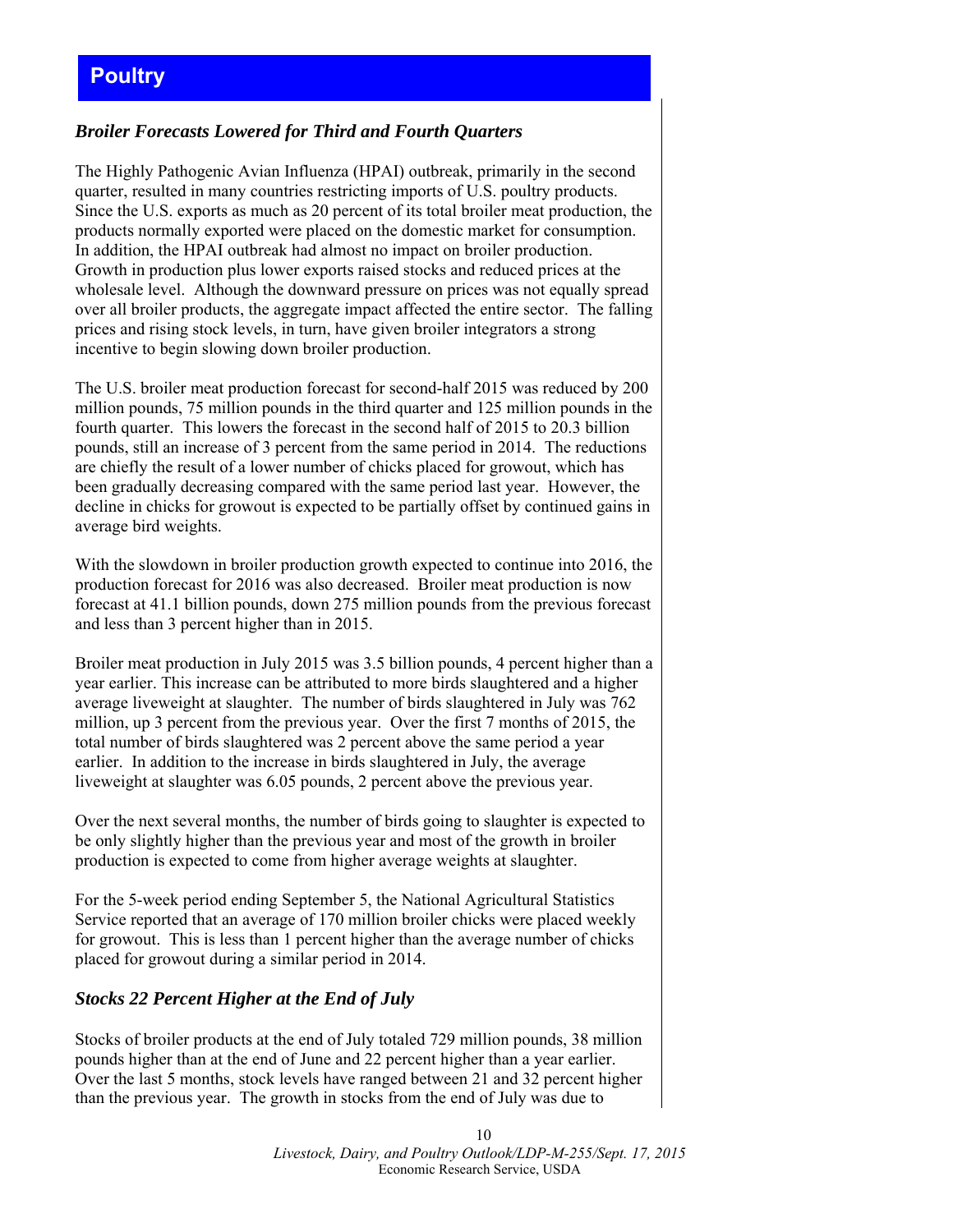# Poultry

### *Broiler Forecasts Lowered for Third and Fourth Quarters*

The Highly Pathogenic Avian Influenza (HPAI) outbreak, primarily in the second quarter, resulted in many countries restricting imports of U.S. poultry products. Since the U.S. exports as much as 20 percent of its total broiler meat production, the products normally exported were placed on the domestic market for consumption. In addition, the HPAI outbreak had almost no impact on broiler production. Growth in production plus lower exports raised stocks and reduced prices at the wholesale level. Although the downward pressure on prices was not equally spread over all broiler products, the aggregate impact affected the entire sector. The falling prices and rising stock levels, in turn, have given broiler integrators a strong incentive to begin slowing down broiler production.

The U.S. broiler meat production forecast for second-half 2015 was reduced by 200 million pounds, 75 million pounds in the third quarter and 125 million pounds in the fourth quarter. This lowers the forecast in the second half of 2015 to 20.3 billion pounds, still an increase of 3 percent from the same period in 2014. The reductions are chiefly the result of a lower number of chicks placed for growout, which has been gradually decreasing compared with the same period last year. However, the decline in chicks for growout is expected to be partially offset by continued gains in average bird weights.

With the slowdown in broiler production growth expected to continue into 2016, the production forecast for 2016 was also decreased. Broiler meat production is now forecast at 41.1 billion pounds, down 275 million pounds from the previous forecast and less than 3 percent higher than in 2015.

Broiler meat production in July 2015 was 3.5 billion pounds, 4 percent higher than a year earlier. This increase can be attributed to more birds slaughtered and a higher average liveweight at slaughter. The number of birds slaughtered in July was 762 million, up 3 percent from the previous year. Over the first 7 months of 2015, the total number of birds slaughtered was 2 percent above the same period a year earlier. In addition to the increase in birds slaughtered in July, the average liveweight at slaughter was 6.05 pounds, 2 percent above the previous year.

Over the next several months, the number of birds going to slaughter is expected to be only slightly higher than the previous year and most of the growth in broiler production is expected to come from higher average weights at slaughter.

For the 5-week period ending September 5, the National Agricultural Statistics Service reported that an average of 170 million broiler chicks were placed weekly for growout. This is less than 1 percent higher than the average number of chicks placed for growout during a similar period in 2014.

### *Stocks 22 Percent Higher at the End of July*

Stocks of broiler products at the end of July totaled 729 million pounds, 38 million pounds higher than at the end of June and 22 percent higher than a year earlier. Over the last 5 months, stock levels have ranged between 21 and 32 percent higher than the previous year. The growth in stocks from the end of July was due to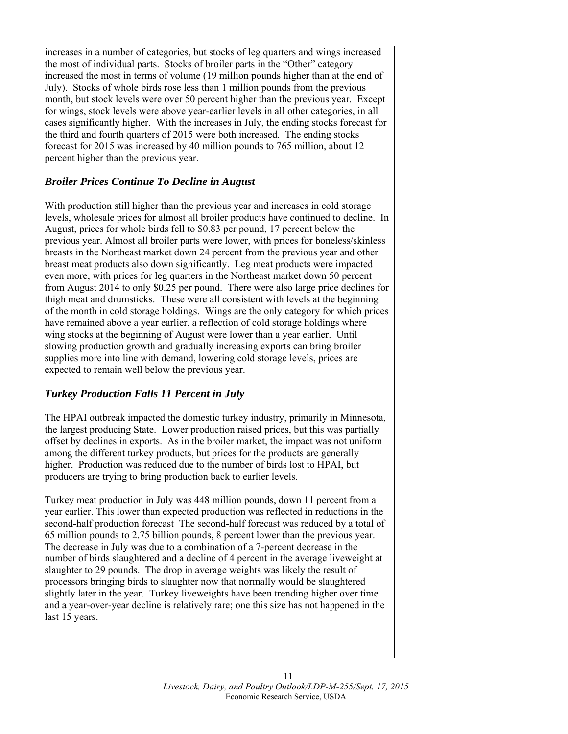increases in a number of categories, but stocks of leg quarters and wings increased the most of individual parts. Stocks of broiler parts in the "Other" category increased the most in terms of volume (19 million pounds higher than at the end of July). Stocks of whole birds rose less than 1 million pounds from the previous month, but stock levels were over 50 percent higher than the previous year. Except for wings, stock levels were above year-earlier levels in all other categories, in all cases significantly higher. With the increases in July, the ending stocks forecast for the third and fourth quarters of 2015 were both increased. The ending stocks forecast for 2015 was increased by 40 million pounds to 765 million, about 12 percent higher than the previous year.

### *Broiler Prices Continue To Decline in August*

With production still higher than the previous year and increases in cold storage levels, wholesale prices for almost all broiler products have continued to decline. In August, prices for whole birds fell to $0.83 per pound, 17 percent below the previous year. Almost all broiler parts were lower, with prices for boneless/skinless breasts in the Northeast market down 24 percent from the previous year and other breast meat products also down significantly. Leg meat products were impacted even more, with prices for leg quarters in the Northeast market down 50 percent from August 2014 to only $0.25 per pound. There were also large price declines for thigh meat and drumsticks. These were all consistent with levels at the beginning of the month in cold storage holdings. Wings are the only category for which prices have remained above a year earlier, a reflection of cold storage holdings where wing stocks at the beginning of August were lower than a year earlier. Until slowing production growth and gradually increasing exports can bring broiler supplies more into line with demand, lowering cold storage levels, prices are expected to remain well below the previous year.

### *Turkey Production Falls 11 Percent in July*

The HPAI outbreak impacted the domestic turkey industry, primarily in Minnesota, the largest producing State. Lower production raised prices, but this was partially offset by declines in exports. As in the broiler market, the impact was not uniform among the different turkey products, but prices for the products are generally higher. Production was reduced due to the number of birds lost to HPAI, but producers are trying to bring production back to earlier levels.

Turkey meat production in July was 448 million pounds, down 11 percent from a year earlier. This lower than expected production was reflected in reductions in the second-half production forecast The second-half forecast was reduced by a total of 65 million pounds to 2.75 billion pounds, 8 percent lower than the previous year. The decrease in July was due to a combination of a 7-percent decrease in the number of birds slaughtered and a decline of 4 percent in the average liveweight at slaughter to 29 pounds. The drop in average weights was likely the result of processors bringing birds to slaughter now that normally would be slaughtered slightly later in the year. Turkey liveweights have been trending higher over time and a year-over-year decline is relatively rare; one this size has not happened in the last 15 years.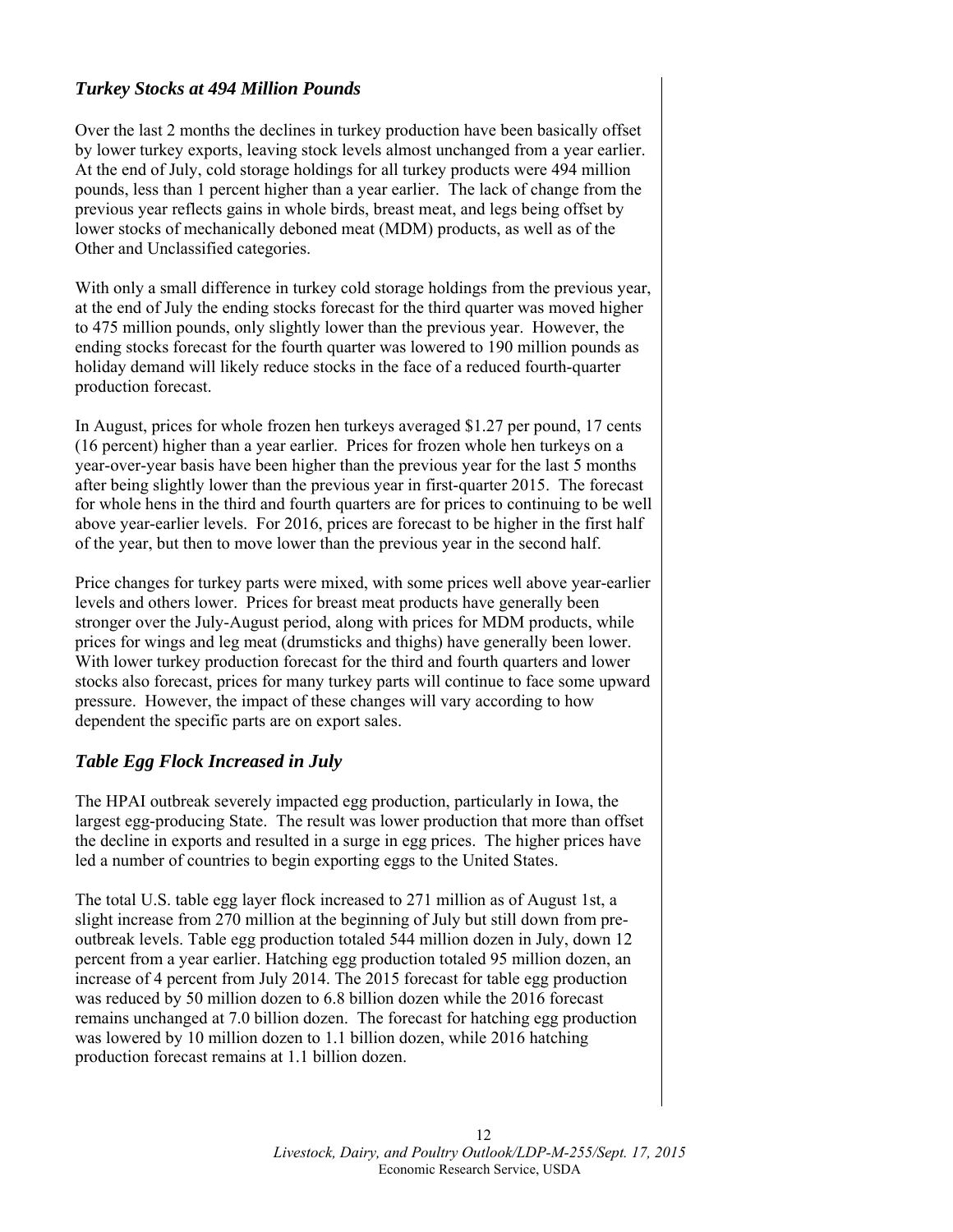## *Turkey Stocks at 494 Million Pounds*

Over the last 2 months the declines in turkey production have been basically offset by lower turkey exports, leaving stock levels almost unchanged from a year earlier. At the end of July, cold storage holdings for all turkey products were 494 million pounds, less than 1 percent higher than a year earlier. The lack of change from the previous year reflects gains in whole birds, breast meat, and legs being offset by lower stocks of mechanically deboned meat (MDM) products, as well as of the Other and Unclassified categories.

With only a small difference in turkey cold storage holdings from the previous year, at the end of July the ending stocks forecast for the third quarter was moved higher to 475 million pounds, only slightly lower than the previous year. However, the ending stocks forecast for the fourth quarter was lowered to 190 million pounds as holiday demand will likely reduce stocks in the face of a reduced fourth-quarter production forecast.

In August, prices for whole frozen hen turkeys averaged $1.27 per pound, 17 cents (16 percent) higher than a year earlier. Prices for frozen whole hen turkeys on a year-over-year basis have been higher than the previous year for the last 5 months after being slightly lower than the previous year in first-quarter 2015. The forecast for whole hens in the third and fourth quarters are for prices to continuing to be well above year-earlier levels. For 2016, prices are forecast to be higher in the first half of the year, but then to move lower than the previous year in the second half.

Price changes for turkey parts were mixed, with some prices well above year-earlier levels and others lower. Prices for breast meat products have generally been stronger over the July-August period, along with prices for MDM products, while prices for wings and leg meat (drumsticks and thighs) have generally been lower. With lower turkey production forecast for the third and fourth quarters and lower stocks also forecast, prices for many turkey parts will continue to face some upward pressure. However, the impact of these changes will vary according to how dependent the specific parts are on export sales.

## *Table Egg Flock Increased in July*

The HPAI outbreak severely impacted egg production, particularly in Iowa, the largest egg-producing State. The result was lower production that more than offset the decline in exports and resulted in a surge in egg prices. The higher prices have led a number of countries to begin exporting eggs to the United States.

The total U.S. table egg layer flock increased to 271 million as of August 1st, a slight increase from 270 million at the beginning of July but still down from pre-outbreak levels. Table egg production totaled 544 million dozen in July, down 12 percent from a year earlier. Hatching egg production totaled 95 million dozen, an increase of 4 percent from July 2014. The 2015 forecast for table egg production was reduced by 50 million dozen to 6.8 billion dozen while the 2016 forecast remains unchanged at 7.0 billion dozen. The forecast for hatching egg production was lowered by 10 million dozen to 1.1 billion dozen, while 2016 hatching production forecast remains at 1.1 billion dozen.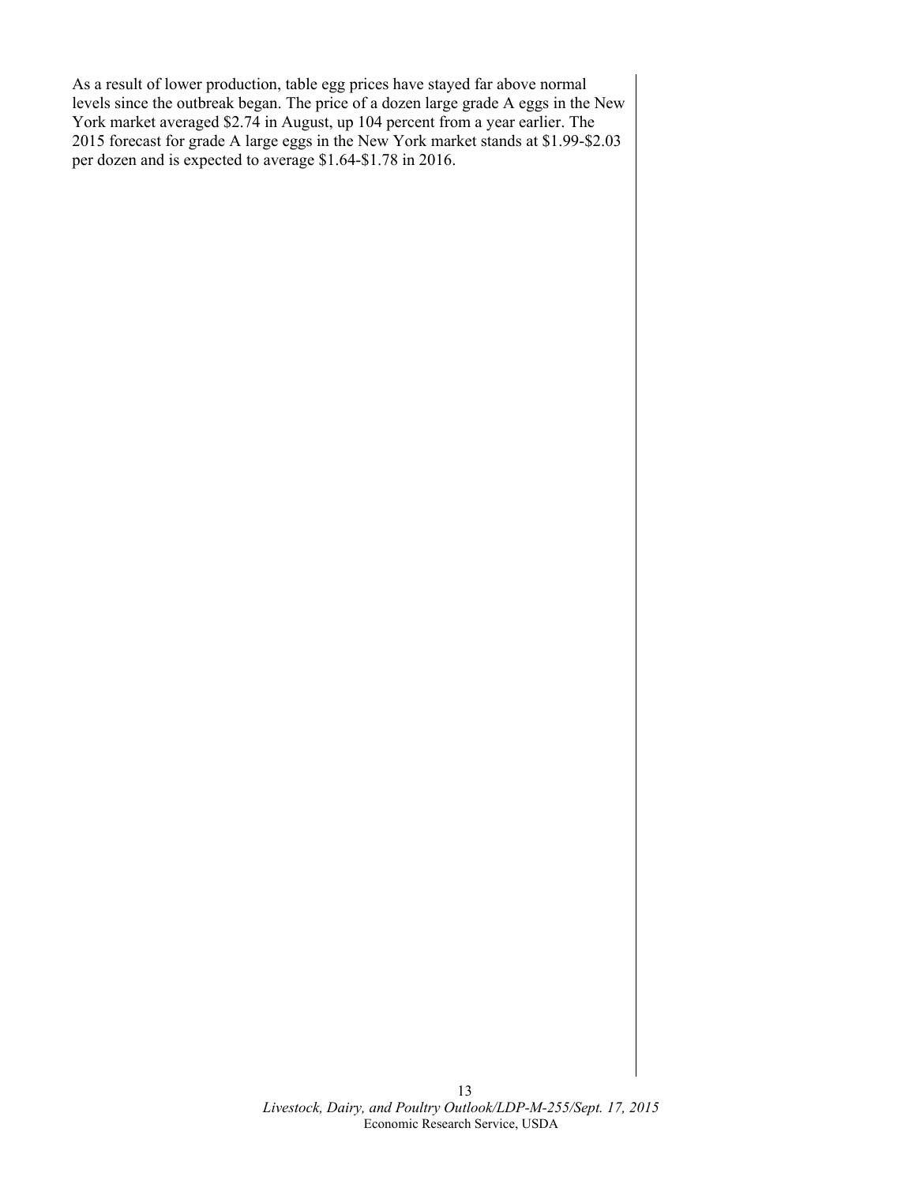As a result of lower production, table egg prices have stayed far above normal levels since the outbreak began. The price of a dozen large grade A eggs in the New York market averaged $2.74 in August, up 104 percent from a year earlier. The 2015 forecast for grade A large eggs in the New York market stands at $1.99-$2.03 per dozen and is expected to average $1.64-$1.78 in 2016.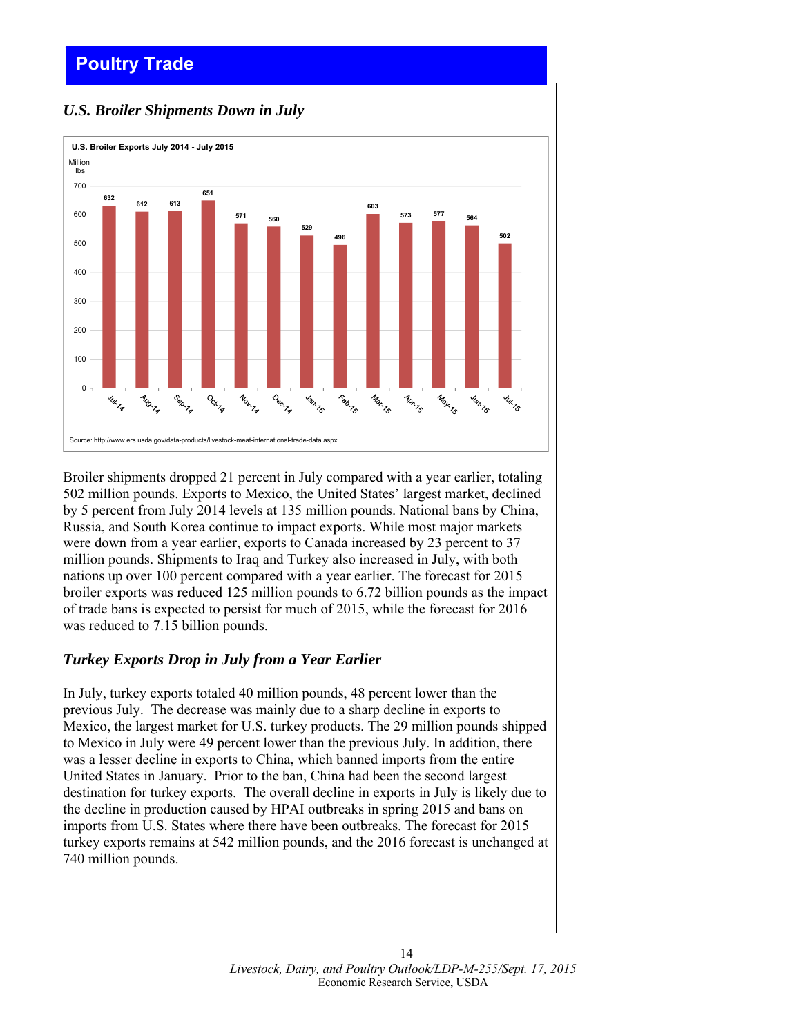# Poultry Trade

## *U.S. Broiler Shipments Down in July*

**U.S. Broiler Exports July 2014 - July 2015**

| Month | Million lbs |
|---|---|
| Jul-14 | 632 |
| Aug-14 | 612 |
| Sep-14 | 613 |
| Oct-14 | 651 |
| Nov-14 | 571 |
| Dec-14 | 560 |
| Jan-15 | 529 |
| Feb-15 | 496 |
| Mar-15 | 603 |
| Apr-15 | 573 |
| May-15 | 577 |
| Jun-15 | 564 |
| Jul-15 | 502 |

Source: http://www.ers.usda.gov/data-products/livestock-meat-international-trade-data.aspx.

Broiler shipments dropped 21 percent in July compared with a year earlier, totaling 502 million pounds. Exports to Mexico, the United States' largest market, declined by 5 percent from July 2014 levels at 135 million pounds. National bans by China, Russia, and South Korea continue to impact exports. While most major markets were down from a year earlier, exports to Canada increased by 23 percent to 37 million pounds. Shipments to Iraq and Turkey also increased in July, with both nations up over 100 percent compared with a year earlier. The forecast for 2015 broiler exports was reduced 125 million pounds to 6.72 billion pounds as the impact of trade bans is expected to persist for much of 2015, while the forecast for 2016 was reduced to 7.15 billion pounds.

## *Turkey Exports Drop in July from a Year Earlier*

In July, turkey exports totaled 40 million pounds, 48 percent lower than the previous July. The decrease was mainly due to a sharp decline in exports to Mexico, the largest market for U.S. turkey products. The 29 million pounds shipped to Mexico in July were 49 percent lower than the previous July. In addition, there was a lesser decline in exports to China, which banned imports from the entire United States in January. Prior to the ban, China had been the second largest destination for turkey exports. The overall decline in exports in July is likely due to the decline in production caused by HPAI outbreaks in spring 2015 and bans on imports from U.S. States where there have been outbreaks. The forecast for 2015 turkey exports remains at 542 million pounds, and the 2016 forecast is unchanged at 740 million pounds.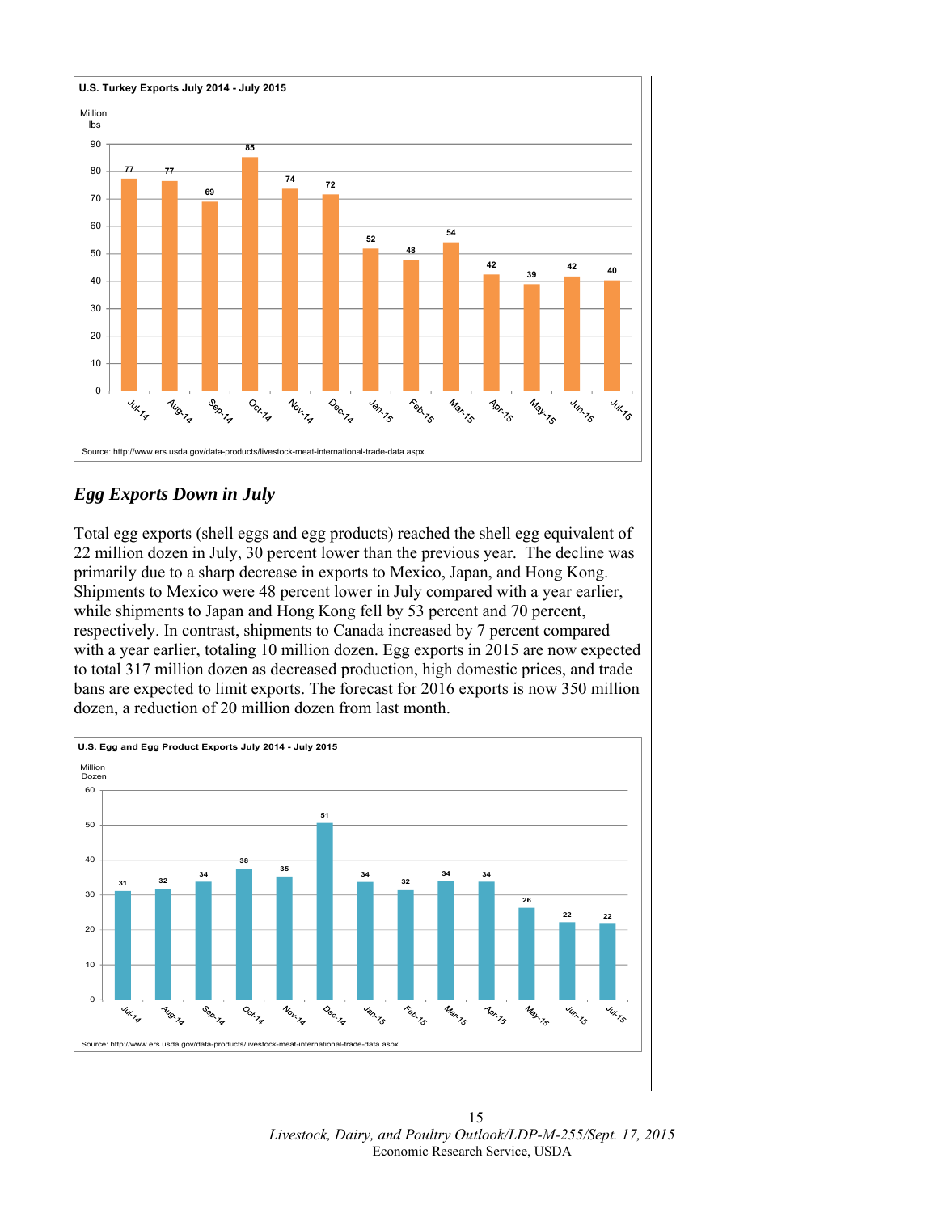**U.S. Turkey Exports July 2014 - July 2015**

| Month | Million lbs |
|---|---|
| Jul-14 | 77 |
| Aug-14 | 77 |
| Sep-14 | 69 |
| Oct-14 | 85 |
| Nov-14 | 74 |
| Dec-14 | 72 |
| Jan-15 | 52 |
| Feb-15 | 48 |
| Mar-15 | 54 |
| Apr-15 | 42 |
| May-15 | 39 |
| Jun-15 | 42 |
| Jul-15 | 40 |

Source: http://www.ers.usda.gov/data-products/livestock-meat-international-trade-data.aspx.

## *Egg Exports Down in July*

Total egg exports (shell eggs and egg products) reached the shell egg equivalent of 22 million dozen in July, 30 percent lower than the previous year. The decline was primarily due to a sharp decrease in exports to Mexico, Japan, and Hong Kong. Shipments to Mexico were 48 percent lower in July compared with a year earlier, while shipments to Japan and Hong Kong fell by 53 percent and 70 percent, respectively. In contrast, shipments to Canada increased by 7 percent compared with a year earlier, totaling 10 million dozen. Egg exports in 2015 are now expected to total 317 million dozen as decreased production, high domestic prices, and trade bans are expected to limit exports. The forecast for 2016 exports is now 350 million dozen, a reduction of 20 million dozen from last month.

**U.S. Egg and Egg Product Exports July 2014 - July 2015**

| Month | Million Dozen |
|---|---|
| Jul-14 | 31 |
| Aug-14 | 32 |
| Sep-14 | 34 |
| Oct-14 | 38 |
| Nov-14 | 35 |
| Dec-14 | 51 |
| Jan-15 | 34 |
| Feb-15 | 32 |
| Mar-15 | 34 |
| Apr-15 | 34 |
| May-15 | 26 |
| Jun-15 | 22 |
| Jul-15 | 22 |

Source: http://www.ers.usda.gov/data-products/livestock-meat-international-trade-data.aspx.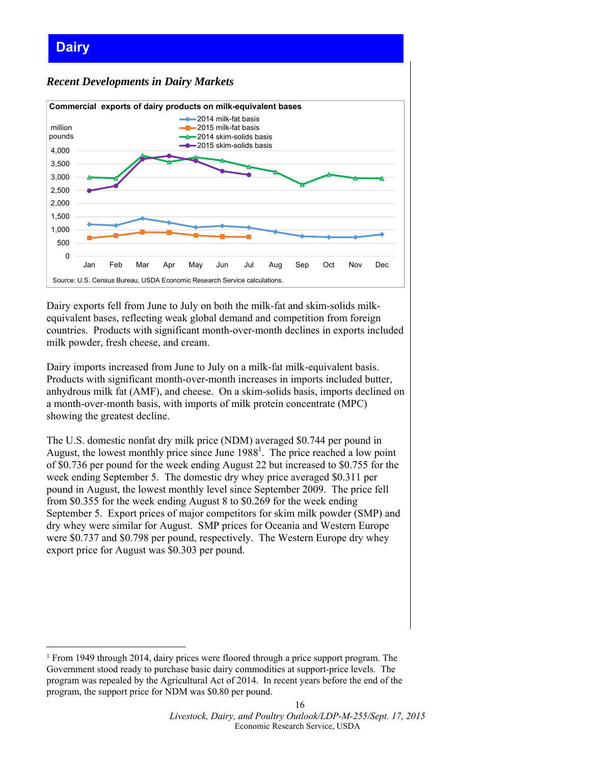# Dairy

## *Recent Developments in Dairy Markets*

**Commercial exports of dairy products on milk-equivalent bases**

Source: U.S. Census Bureau, USDA Economic Research Service calculations.

Dairy exports fell from June to July on both the milk-fat and skim-solids milk-equivalent bases, reflecting weak global demand and competition from foreign countries. Products with significant month-over-month declines in exports included milk powder, fresh cheese, and cream.

Dairy imports increased from June to July on a milk-fat milk-equivalent basis. Products with significant month-over-month increases in imports included butter, anhydrous milk fat (AMF), and cheese. On a skim-solids basis, imports declined on a month-over-month basis, with imports of milk protein concentrate (MPC) showing the greatest decline.

The U.S. domestic nonfat dry milk price (NDM) averaged $0.744 per pound in August, the lowest monthly price since June 1988[1]. The price reached a low point of $0.736 per pound for the week ending August 22 but increased to $0.755 for the week ending September 5. The domestic dry whey price averaged $0.311 per pound in August, the lowest monthly level since September 2009. The price fell from $0.355 for the week ending August 8 to $0.269 for the week ending September 5. Export prices of major competitors for skim milk powder (SMP) and dry whey were similar for August. SMP prices for Oceania and Western Europe were $0.737 and $0.798 per pound, respectively. The Western Europe dry whey export price for August was $0.303 per pound.

[1] From 1949 through 2014, dairy prices were floored through a price support program. The Government stood ready to purchase basic dairy commodities at support-price levels. The program was repealed by the Agricultural Act of 2014. In recent years before the end of the program, the support price for NDM was $0.80 per pound.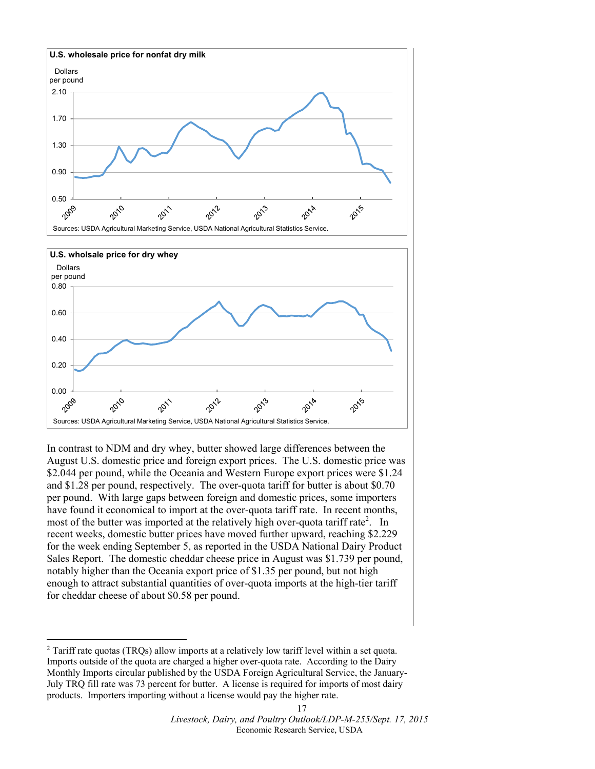**U.S. wholesale price for nonfat dry milk**

Dollars per pound

Sources: USDA Agricultural Marketing Service, USDA National Agricultural Statistics Service.

**U.S. wholsale price for dry whey**

Dollars per pound

Sources: USDA Agricultural Marketing Service, USDA National Agricultural Statistics Service.

In contrast to NDM and dry whey, butter showed large differences between the August U.S. domestic price and foreign export prices. The U.S. domestic price was $2.044 per pound, while the Oceania and Western Europe export prices were $1.24 and $1.28 per pound, respectively. The over-quota tariff for butter is about $0.70 per pound. With large gaps between foreign and domestic prices, some importers have found it economical to import at the over-quota tariff rate. In recent months, most of the butter was imported at the relatively high over-quota tariff rate[2]. In recent weeks, domestic butter prices have moved further upward, reaching $2.229 for the week ending September 5, as reported in the USDA National Dairy Product Sales Report. The domestic cheddar cheese price in August was $1.739 per pound, notably higher than the Oceania export price of $1.35 per pound, but not high enough to attract substantial quantities of over-quota imports at the high-tier tariff for cheddar cheese of about $0.58 per pound.

---

[2] Tariff rate quotas (TRQs) allow imports at a relatively low tariff level within a set quota. Imports outside of the quota are charged a higher over-quota rate. According to the Dairy Monthly Imports circular published by the USDA Foreign Agricultural Service, the January-July TRQ fill rate was 73 percent for butter. A license is required for imports of most dairy products. Importers importing without a license would pay the higher rate.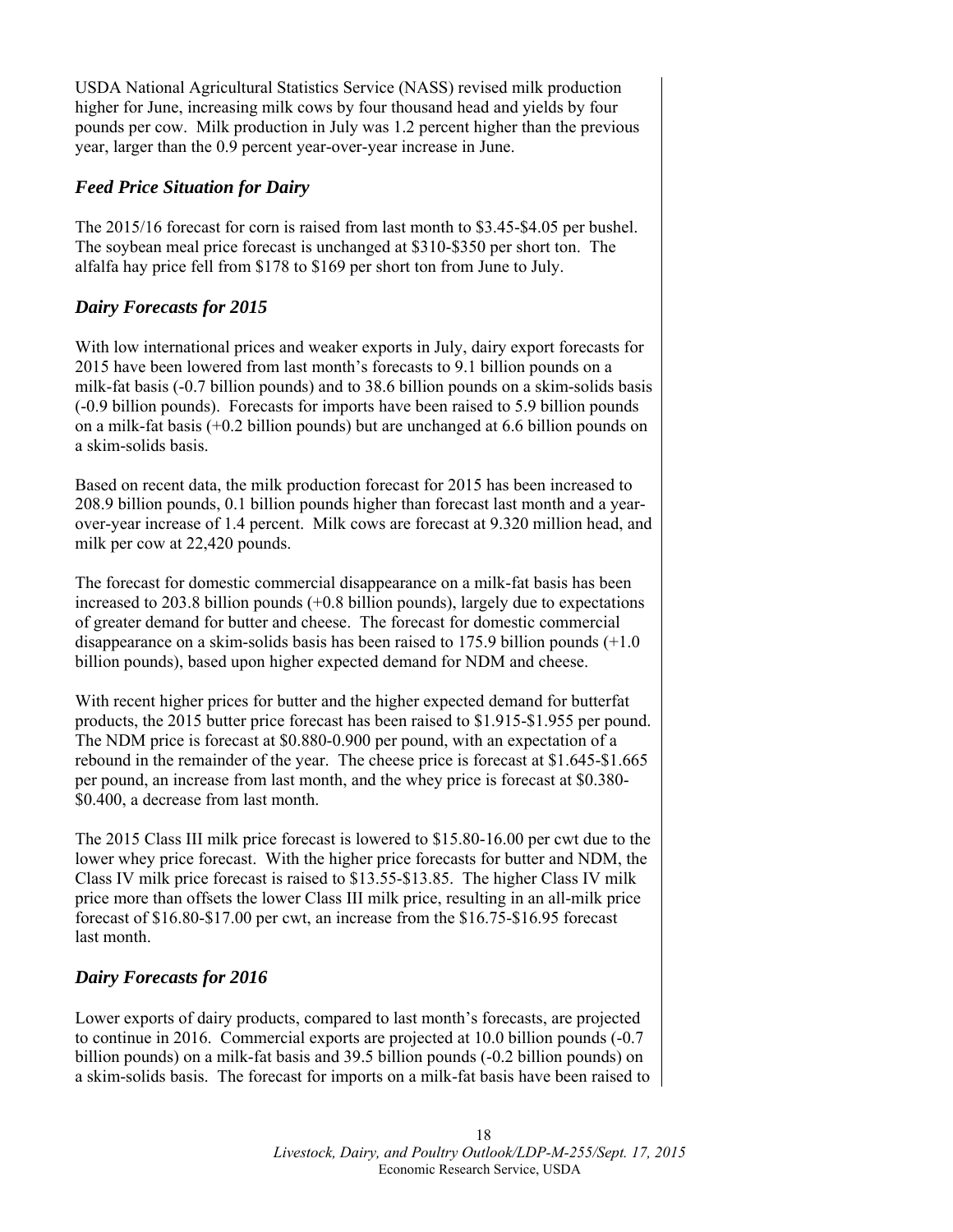USDA National Agricultural Statistics Service (NASS) revised milk production higher for June, increasing milk cows by four thousand head and yields by four pounds per cow. Milk production in July was 1.2 percent higher than the previous year, larger than the 0.9 percent year-over-year increase in June.

### *Feed Price Situation for Dairy*

The 2015/16 forecast for corn is raised from last month to $3.45-$4.05 per bushel. The soybean meal price forecast is unchanged at $310-$350 per short ton. The alfalfa hay price fell from $178 to $169 per short ton from June to July.

### *Dairy Forecasts for 2015*

With low international prices and weaker exports in July, dairy export forecasts for 2015 have been lowered from last month's forecasts to 9.1 billion pounds on a milk-fat basis (-0.7 billion pounds) and to 38.6 billion pounds on a skim-solids basis (-0.9 billion pounds). Forecasts for imports have been raised to 5.9 billion pounds on a milk-fat basis (+0.2 billion pounds) but are unchanged at 6.6 billion pounds on a skim-solids basis.

Based on recent data, the milk production forecast for 2015 has been increased to 208.9 billion pounds, 0.1 billion pounds higher than forecast last month and a year-over-year increase of 1.4 percent. Milk cows are forecast at 9.320 million head, and milk per cow at 22,420 pounds.

The forecast for domestic commercial disappearance on a milk-fat basis has been increased to 203.8 billion pounds (+0.8 billion pounds), largely due to expectations of greater demand for butter and cheese. The forecast for domestic commercial disappearance on a skim-solids basis has been raised to 175.9 billion pounds (+1.0 billion pounds), based upon higher expected demand for NDM and cheese.

With recent higher prices for butter and the higher expected demand for butterfat products, the 2015 butter price forecast has been raised to $1.915-$1.955 per pound. The NDM price is forecast at $0.880-0.900 per pound, with an expectation of a rebound in the remainder of the year. The cheese price is forecast at $1.645-$1.665 per pound, an increase from last month, and the whey price is forecast at $0.380-$0.400, a decrease from last month.

The 2015 Class III milk price forecast is lowered to $15.80-16.00 per cwt due to the lower whey price forecast. With the higher price forecasts for butter and NDM, the Class IV milk price forecast is raised to $13.55-$13.85. The higher Class IV milk price more than offsets the lower Class III milk price, resulting in an all-milk price forecast of $16.80-$17.00 per cwt, an increase from the $16.75-$16.95 forecast last month.

### *Dairy Forecasts for 2016*

Lower exports of dairy products, compared to last month's forecasts, are projected to continue in 2016. Commercial exports are projected at 10.0 billion pounds (-0.7 billion pounds) on a milk-fat basis and 39.5 billion pounds (-0.2 billion pounds) on a skim-solids basis. The forecast for imports on a milk-fat basis have been raised to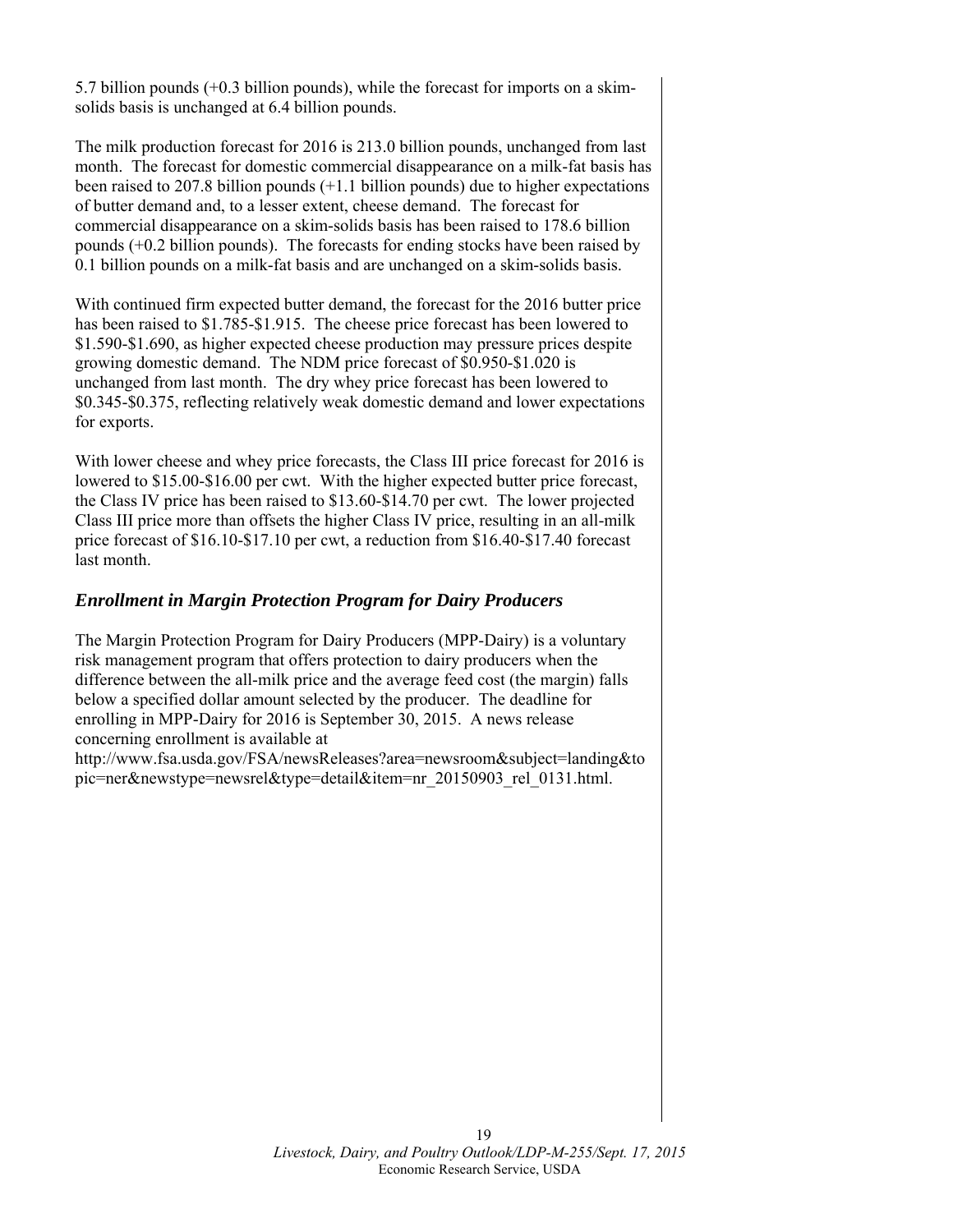5.7 billion pounds (+0.3 billion pounds), while the forecast for imports on a skim-solids basis is unchanged at 6.4 billion pounds.

The milk production forecast for 2016 is 213.0 billion pounds, unchanged from last month. The forecast for domestic commercial disappearance on a milk-fat basis has been raised to 207.8 billion pounds (+1.1 billion pounds) due to higher expectations of butter demand and, to a lesser extent, cheese demand. The forecast for commercial disappearance on a skim-solids basis has been raised to 178.6 billion pounds (+0.2 billion pounds). The forecasts for ending stocks have been raised by 0.1 billion pounds on a milk-fat basis and are unchanged on a skim-solids basis.

With continued firm expected butter demand, the forecast for the 2016 butter price has been raised to $1.785-$1.915. The cheese price forecast has been lowered to $1.590-$1.690, as higher expected cheese production may pressure prices despite growing domestic demand. The NDM price forecast of $0.950-$1.020 is unchanged from last month. The dry whey price forecast has been lowered to $0.345-$0.375, reflecting relatively weak domestic demand and lower expectations for exports.

With lower cheese and whey price forecasts, the Class III price forecast for 2016 is lowered to $15.00-$16.00 per cwt. With the higher expected butter price forecast, the Class IV price has been raised to $13.60-$14.70 per cwt. The lower projected Class III price more than offsets the higher Class IV price, resulting in an all-milk price forecast of $16.10-$17.10 per cwt, a reduction from $16.40-$17.40 forecast last month.

## *Enrollment in Margin Protection Program for Dairy Producers*

The Margin Protection Program for Dairy Producers (MPP-Dairy) is a voluntary risk management program that offers protection to dairy producers when the difference between the all-milk price and the average feed cost (the margin) falls below a specified dollar amount selected by the producer. The deadline for enrolling in MPP-Dairy for 2016 is September 30, 2015. A news release concerning enrollment is available at http://www.fsa.usda.gov/FSA/newsReleases?area=newsroom&subject=landing&topic=ner&newstype=newsrel&type=detail&item=nr_20150903_rel_0131.html.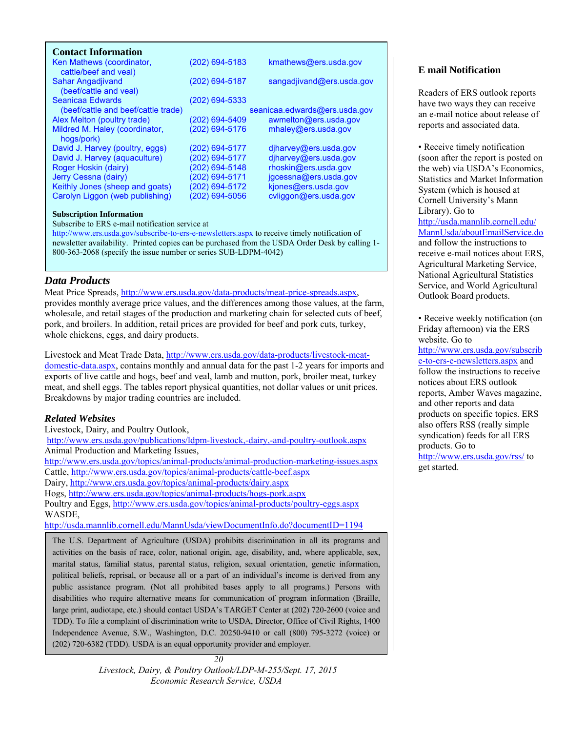## Contact Information

| | | |
|---|---|---|
| Ken Mathews (coordinator, cattle/beef and veal) | (202) 694-5183 | kmathews@ers.usda.gov |
| Sahar Angadjivand (beef/cattle and veal) | (202) 694-5187 | sangadjivand@ers.usda.gov |
| Seanicaa Edwards (beef/cattle and beef/cattle trade) | (202) 694-5333 | seanicaa.edwards@ers.usda.gov |
| Alex Melton (poultry trade) | (202) 694-5409 | awmelton@ers.usda.gov |
| Mildred M. Haley (coordinator, hogs/pork) | (202) 694-5176 | mhaley@ers.usda.gov |
| David J. Harvey (poultry, eggs) | (202) 694-5177 | djharvey@ers.usda.gov |
| David J. Harvey (aquaculture) | (202) 694-5177 | djharvey@ers.usda.gov |
| Roger Hoskin (dairy) | (202) 694-5148 | rhoskin@ers.usda.gov |
| Jerry Cessna (dairy) | (202) 694-5171 | jgcessna@ers.usda.gov |
| Keithly Jones (sheep and goats) | (202) 694-5172 | kjones@ers.usda.gov |
| Carolyn Liggon (web publishing) | (202) 694-5056 | cvliggon@ers.usda.gov |

**Subscription Information**

Subscribe to ERS e-mail notification service at http://www.ers.usda.gov/subscribe-to-ers-e-newsletters.aspx to receive timely notification of newsletter availability. Printed copies can be purchased from the USDA Order Desk by calling 1-800-363-2068 (specify the issue number or series SUB-LDPM-4042)

## *Data Products*

Meat Price Spreads, http://www.ers.usda.gov/data-products/meat-price-spreads.aspx, provides monthly average price values, and the differences among those values, at the farm, wholesale, and retail stages of the production and marketing chain for selected cuts of beef, pork, and broilers. In addition, retail prices are provided for beef and pork cuts, turkey, whole chickens, eggs, and dairy products.

Livestock and Meat Trade Data, http://www.ers.usda.gov/data-products/livestock-meat-domestic-data.aspx, contains monthly and annual data for the past 1-2 years for imports and exports of live cattle and hogs, beef and veal, lamb and mutton, pork, broiler meat, turkey meat, and shell eggs. The tables report physical quantities, not dollar values or unit prices. Breakdowns by major trading countries are included.

## *Related Websites*

Livestock, Dairy, and Poultry Outlook,
http://www.ers.usda.gov/publications/ldpm-livestock,-dairy,-and-poultry-outlook.aspx
Animal Production and Marketing Issues,
http://www.ers.usda.gov/topics/animal-products/animal-production-marketing-issues.aspx
Cattle, http://www.ers.usda.gov/topics/animal-products/cattle-beef.aspx
Dairy, http://www.ers.usda.gov/topics/animal-products/dairy.aspx
Hogs, http://www.ers.usda.gov/topics/animal-products/hogs-pork.aspx
Poultry and Eggs, http://www.ers.usda.gov/topics/animal-products/poultry-eggs.aspx
WASDE,
http://usda.mannlib.cornell.edu/MannUsda/viewDocumentInfo.do?documentID=1194

The U.S. Department of Agriculture (USDA) prohibits discrimination in all its programs and activities on the basis of race, color, national origin, age, disability, and, where applicable, sex, marital status, familial status, parental status, religion, sexual orientation, genetic information, political beliefs, reprisal, or because all or a part of an individual's income is derived from any public assistance program. (Not all prohibited bases apply to all programs.) Persons with disabilities who require alternative means for communication of program information (Braille, large print, audiotape, etc.) should contact USDA's TARGET Center at (202) 720-2600 (voice and TDD). To file a complaint of discrimination write to USDA, Director, Office of Civil Rights, 1400 Independence Avenue, S.W., Washington, D.C. 20250-9410 or call (800) 795-3272 (voice) or (202) 720-6382 (TDD). USDA is an equal opportunity provider and employer.

## E mail Notification

Readers of ERS outlook reports have two ways they can receive an e-mail notice about release of reports and associated data.

- Receive timely notification (soon after the report is posted on the web) via USDA's Economics, Statistics and Market Information System (which is housed at Cornell University's Mann Library). Go to http://usda.mannlib.cornell.edu/MannUsda/aboutEmailService.do and follow the instructions to receive e-mail notices about ERS, Agricultural Marketing Service, National Agricultural Statistics Service, and World Agricultural Outlook Board products.

- Receive weekly notification (on Friday afternoon) via the ERS website. Go to http://www.ers.usda.gov/subscribe-to-ers-e-newsletters.aspx and follow the instructions to receive notices about ERS outlook reports, Amber Waves magazine, and other reports and data products on specific topics. ERS also offers RSS (really simple syndication) feeds for all ERS products. Go to http://www.ers.usda.gov/rss/ to get started.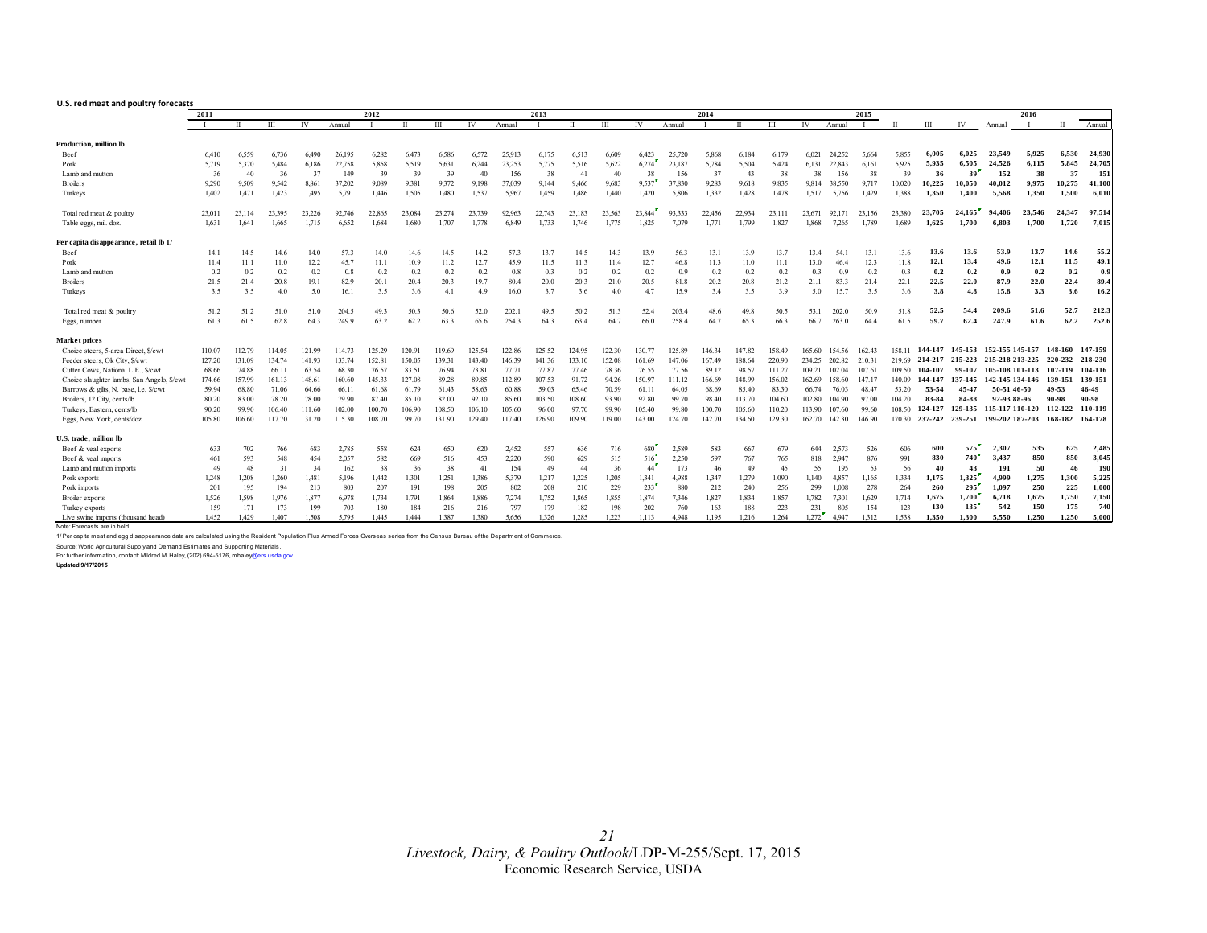**U.S. red meat and poultry forecasts**

| | 2011 | | | | | 2012 | | | | | 2013 | | | | | 2014 | | | | | 2015 | | | | | 2016 | | |
|---|---|---|---|---|---|---|---|---|---|---|---|---|---|---|---|---|---|---|---|---|---|---|---|---|---|---|---|---|
| | I | II | III | IV | Annual | I | II | III | IV | Annual | I | II | III | IV | Annual | I | II | III | IV | Annual | I | II | III | IV | Annual | I | II | Annual |
| **Production, million lb** | | | | | | | | | | | | | | | | | | | | | | | | | | | | |
| Beef | 6,410 | 6,559 | 6,736 | 6,490 | 26,195 | 6,282 | 6,473 | 6,586 | 6,572 | 25,913 | 6,175 | 6,513 | 6,609 | 6,423 | 25,720 | 5,868 | 6,184 | 6,179 | 6,021 | 24,252 | 5,664 | 5,855 | **6,005** | **6,025** | **23,549** | **5,925** | **6,530** | **24,930** |
| Pork | 5,719 | 5,370 | 5,484 | 6,186 | 22,758 | 5,858 | 5,519 | 5,631 | 6,244 | 23,253 | 5,775 | 5,516 | 5,622 | 6,274 | 23,187 | 5,784 | 5,504 | 5,424 | 6,131 | 22,843 | 6,161 | 5,925 | **5,935** | **6,505** | **24,526** | **6,115** | **5,845** | **24,705** |
| Lamb and mutton | 36 | 40 | 36 | 37 | 149 | 39 | 39 | 39 | 40 | 156 | 38 | 41 | 40 | 38 | 156 | 37 | 43 | 38 | 38 | 156 | 38 | 39 | **36** | **39** | **152** | **38** | **37** | **151** |
| Broilers | 9,290 | 9,509 | 9,542 | 8,861 | 37,202 | 9,089 | 9,381 | 9,372 | 9,198 | 37,039 | 9,144 | 9,466 | 9,683 | 9,537 | 37,830 | 9,283 | 9,618 | 9,835 | 9,814 | 38,550 | 9,717 | 10,020 | **10,225** | **10,050** | **40,012** | **9,975** | **10,275** | **41,100** |
| Turkeys | 1,402 | 1,471 | 1,423 | 1,495 | 5,791 | 1,446 | 1,505 | 1,480 | 1,537 | 5,967 | 1,459 | 1,486 | 1,440 | 1,420 | 5,806 | 1,332 | 1,428 | 1,478 | 1,517 | 5,756 | 1,429 | 1,388 | **1,350** | **1,400** | **5,568** | **1,350** | **1,500** | **6,010** |
| Total red meat & poultry | 23,011 | 23,114 | 23,395 | 23,226 | 92,746 | 22,865 | 23,084 | 23,274 | 23,739 | 92,963 | 22,743 | 23,183 | 23,563 | 23,844 | 93,333 | 22,456 | 22,934 | 23,111 | 23,671 | 92,171 | 23,156 | 23,380 | **23,705** | **24,165** | **94,406** | **23,546** | **24,347** | **97,514** |
| Table eggs, mil. doz. | 1,631 | 1,641 | 1,665 | 1,715 | 6,652 | 1,684 | 1,680 | 1,707 | 1,778 | 6,849 | 1,733 | 1,746 | 1,775 | 1,825 | 7,079 | 1,771 | 1,799 | 1,827 | 1,868 | 7,265 | 1,789 | 1,689 | **1,625** | **1,700** | **6,803** | **1,700** | **1,720** | **7,015** |
| **Per capita disappearance, retail lb 1/** | | | | | | | | | | | | | | | | | | | | | | | | | | | | |
| Beef | 14.1 | 14.5 | 14.6 | 14.0 | 57.3 | 14.0 | 14.6 | 14.5 | 14.2 | 57.3 | 13.7 | 14.5 | 14.3 | 13.9 | 56.3 | 13.1 | 13.9 | 13.7 | 13.4 | 54.1 | 13.1 | 13.6 | **13.6** | **13.6** | **53.9** | **13.7** | **14.6** | **55.2** |
| Pork | 11.4 | 11.1 | 11.0 | 12.2 | 45.7 | 11.1 | 10.9 | 11.2 | 12.7 | 45.9 | 11.5 | 11.3 | 11.4 | 12.7 | 46.8 | 11.3 | 11.0 | 11.1 | 13.0 | 46.4 | 12.3 | 11.8 | **12.1** | **13.4** | **49.6** | **12.1** | **11.5** | **49.1** |
| Lamb and mutton | 0.2 | 0.2 | 0.2 | 0.2 | 0.8 | 0.2 | 0.2 | 0.2 | 0.2 | 0.8 | 0.3 | 0.2 | 0.2 | 0.2 | 0.9 | 0.2 | 0.2 | 0.2 | 0.3 | 0.9 | 0.2 | 0.3 | **0.2** | **0.2** | **0.9** | **0.2** | **0.2** | **0.9** |
| Broilers | 21.5 | 21.4 | 20.8 | 19.1 | 82.9 | 20.1 | 20.4 | 20.3 | 19.7 | 80.4 | 20.0 | 20.3 | 21.0 | 20.5 | 81.8 | 20.2 | 20.8 | 21.2 | 21.1 | 83.3 | 21.4 | 22.1 | **22.5** | **22.0** | **87.9** | **22.0** | **22.4** | **89.4** |
| Turkeys | 3.5 | 3.5 | 4.0 | 5.0 | 16.1 | 3.5 | 3.6 | 4.1 | 4.9 | 16.0 | 3.7 | 3.6 | 4.0 | 4.7 | 15.9 | 3.4 | 3.5 | 3.9 | 5.0 | 15.7 | 3.5 | 3.6 | **3.8** | **4.8** | **15.8** | **3.3** | **3.6** | **16.2** |
| Total red meat & poultry | 51.2 | 51.2 | 51.0 | 51.0 | 204.5 | 49.3 | 50.3 | 50.6 | 52.0 | 202.1 | 49.5 | 50.2 | 51.3 | 52.4 | 203.4 | 48.6 | 49.8 | 50.5 | 53.1 | 202.0 | 50.9 | 51.8 | **52.5** | **54.4** | **209.6** | **51.6** | **52.7** | **212.3** |
| Eggs, number | 61.3 | 61.5 | 62.8 | 64.3 | 249.9 | 63.2 | 62.2 | 63.3 | 65.6 | 254.3 | 64.3 | 63.4 | 64.7 | 66.0 | 258.4 | 64.7 | 65.3 | 66.3 | 66.7 | 263.0 | 64.4 | 61.5 | **59.7** | **62.4** | **247.9** | **61.6** | **62.2** | **252.6** |
| **Market prices** | | | | | | | | | | | | | | | | | | | | | | | | | | | | |
| Choice steers, 5-area Direct, $/cwt | 110.07 | 112.79 | 114.05 | 121.99 | 114.73 | 125.29 | 120.91 | 119.69 | 125.54 | 122.86 | 125.52 | 124.95 | 122.30 | 130.77 | 125.89 | 146.34 | 147.82 | 158.49 | 165.60 | 154.56 | 162.43 | 158.11 | **144-147** | **145-153** | **152-155** | **145-157** | **148-160** | **147-159** |
| Feeder steers, Ok City, $/cwt | 127.20 | 131.09 | 134.74 | 141.93 | 133.74 | 152.81 | 150.05 | 139.31 | 143.40 | 146.39 | 141.36 | 133.10 | 152.08 | 161.69 | 147.06 | 167.49 | 188.64 | 220.90 | 234.25 | 202.82 | 210.31 | 219.69 | **214-217** | **215-223** | **215-218** | **213-225** | **220-232** | **218-230** |
| Cutter Cows, National L.E., $/cwt | 68.66 | 74.88 | 66.11 | 63.54 | 68.30 | 76.57 | 83.51 | 76.94 | 73.81 | 77.71 | 77.87 | 77.46 | 78.36 | 76.55 | 77.56 | 89.12 | 98.57 | 111.27 | 109.21 | 102.04 | 107.61 | 109.50 | **104-107** | **99-107** | **105-108** | **101-113** | **107-119** | **104-116** |
| Choice slaughter lambs, San Angelo, $/cwt | 174.66 | 157.99 | 161.13 | 148.61 | 160.60 | 145.33 | 127.08 | 89.28 | 89.85 | 112.89 | 107.53 | 91.72 | 94.26 | 150.97 | 111.12 | 166.69 | 148.99 | 156.02 | 162.69 | 158.60 | 147.17 | 140.09 | **144-147** | **137-145** | **142-145** | **134-146** | **139-151** | **139-151** |
| Barrows & gilts, N. base, l.e. $/cwt | 59.94 | 68.80 | 71.06 | 64.66 | 66.11 | 61.68 | 61.79 | 61.43 | 58.63 | 60.88 | 59.03 | 65.46 | 70.59 | 61.11 | 64.05 | 68.69 | 85.40 | 83.30 | 66.74 | 76.03 | 48.47 | 53.20 | **53-54** | **45-47** | **50-51** | **46-50** | **49-53** | **46-49** |
| Broilers, 12 City, cents/lb | 80.20 | 83.00 | 78.20 | 78.00 | 79.90 | 87.40 | 85.10 | 82.00 | 92.10 | 86.60 | 103.50 | 108.60 | 93.90 | 92.80 | 99.70 | 98.40 | 113.70 | 104.60 | 102.80 | 104.90 | 97.00 | 104.20 | **83-84** | **84-88** | **92-93** | **88-96** | **90-98** | **90-98** |
| Turkeys, Eastern, cents/lb | 90.20 | 99.90 | 106.40 | 111.60 | 102.00 | 100.70 | 106.90 | 108.50 | 106.10 | 105.60 | 96.00 | 97.70 | 99.90 | 105.40 | 99.80 | 100.70 | 105.60 | 110.20 | 113.90 | 107.60 | 99.60 | 108.50 | **124-127** | **129-135** | **115-117** | **110-120** | **112-122** | **110-119** |
| Eggs, New York, cents/doz. | 105.80 | 106.60 | 117.70 | 131.20 | 115.30 | 108.70 | 99.70 | 131.90 | 129.40 | 117.40 | 126.90 | 109.90 | 119.00 | 143.00 | 124.70 | 142.70 | 134.60 | 129.30 | 162.70 | 142.30 | 146.90 | 170.30 | **237-242** | **239-251** | **199-202** | **187-203** | **168-182** | **164-178** |
| **U.S. trade, million lb** | | | | | | | | | | | | | | | | | | | | | | | | | | | | |
| Beef & veal exports | 633 | 702 | 766 | 683 | 2,785 | 558 | 624 | 650 | 620 | 2,452 | 557 | 636 | 716 | 680 | 2,589 | 583 | 667 | 679 | 644 | 2,573 | 526 | 606 | **600** | **575** | **2,307** | **535** | **625** | **2,485** |
| Beef & veal imports | 461 | 593 | 548 | 454 | 2,057 | 582 | 669 | 516 | 453 | 2,220 | 590 | 629 | 515 | 516 | 2,250 | 597 | 767 | 765 | 818 | 2,947 | 876 | 991 | **830** | **740** | **3,437** | **850** | **850** | **3,045** |
| Lamb and mutton imports | 49 | 48 | 31 | 34 | 162 | 38 | 36 | 38 | 41 | 154 | 49 | 44 | 36 | 44 | 173 | 46 | 49 | 45 | 55 | 195 | 53 | 56 | **40** | **43** | **191** | **50** | **46** | **190** |
| Pork exports | 1,248 | 1,208 | 1,260 | 1,481 | 5,196 | 1,442 | 1,301 | 1,251 | 1,386 | 5,379 | 1,217 | 1,225 | 1,205 | 1,341 | 4,988 | 1,347 | 1,279 | 1,090 | 1,140 | 4,857 | 1,165 | 1,334 | **1,175** | **1,325** | **4,999** | **1,275** | **1,300** | **5,225** |
| Pork imports | 201 | 195 | 194 | 213 | 803 | 207 | 191 | 198 | 205 | 802 | 208 | 210 | 229 | 233 | 880 | 212 | 240 | 256 | 299 | 1,008 | 278 | 264 | **260** | **295** | **1,097** | **250** | **225** | **1,000** |
| Broiler exports | 1,526 | 1,598 | 1,976 | 1,877 | 6,978 | 1,734 | 1,791 | 1,864 | 1,886 | 7,274 | 1,752 | 1,865 | 1,855 | 1,874 | 7,346 | 1,827 | 1,834 | 1,857 | 1,782 | 7,301 | 1,629 | 1,714 | **1,675** | **1,700** | **6,718** | **1,675** | **1,750** | **7,150** |
| Turkey exports | 159 | 171 | 173 | 199 | 703 | 180 | 184 | 216 | 216 | 797 | 179 | 182 | 198 | 202 | 760 | 163 | 188 | 223 | 231 | 805 | 154 | 123 | **130** | **135** | **542** | **150** | **175** | **740** |
| Live swine imports (thousand head) | 1,452 | 1,429 | 1,407 | 1,508 | 5,795 | 1,445 | 1,444 | 1,387 | 1,380 | 5,656 | 1,326 | 1,285 | 1,223 | 1,113 | 4,948 | 1,195 | 1,216 | 1,264 | 1,272 | 4,947 | 1,312 | 1,538 | **1,350** | **1,300** | **5,550** | **1,250** | **1,250** | **5,000** |

Note: Forecasts are in bold.

1/ Per capita meat and egg disappearance data are calculated using the Resident Population Plus Armed Forces Overseas series from the Census Bureau of the Department of Commerce.

Source: World Agricultural Supply and Demand Estimates and Supporting Materials.

For further information, contact: Mildred M. Haley, (202) 694-5176, mhaley@ers.usda.gov

**Updated 9/17/2015**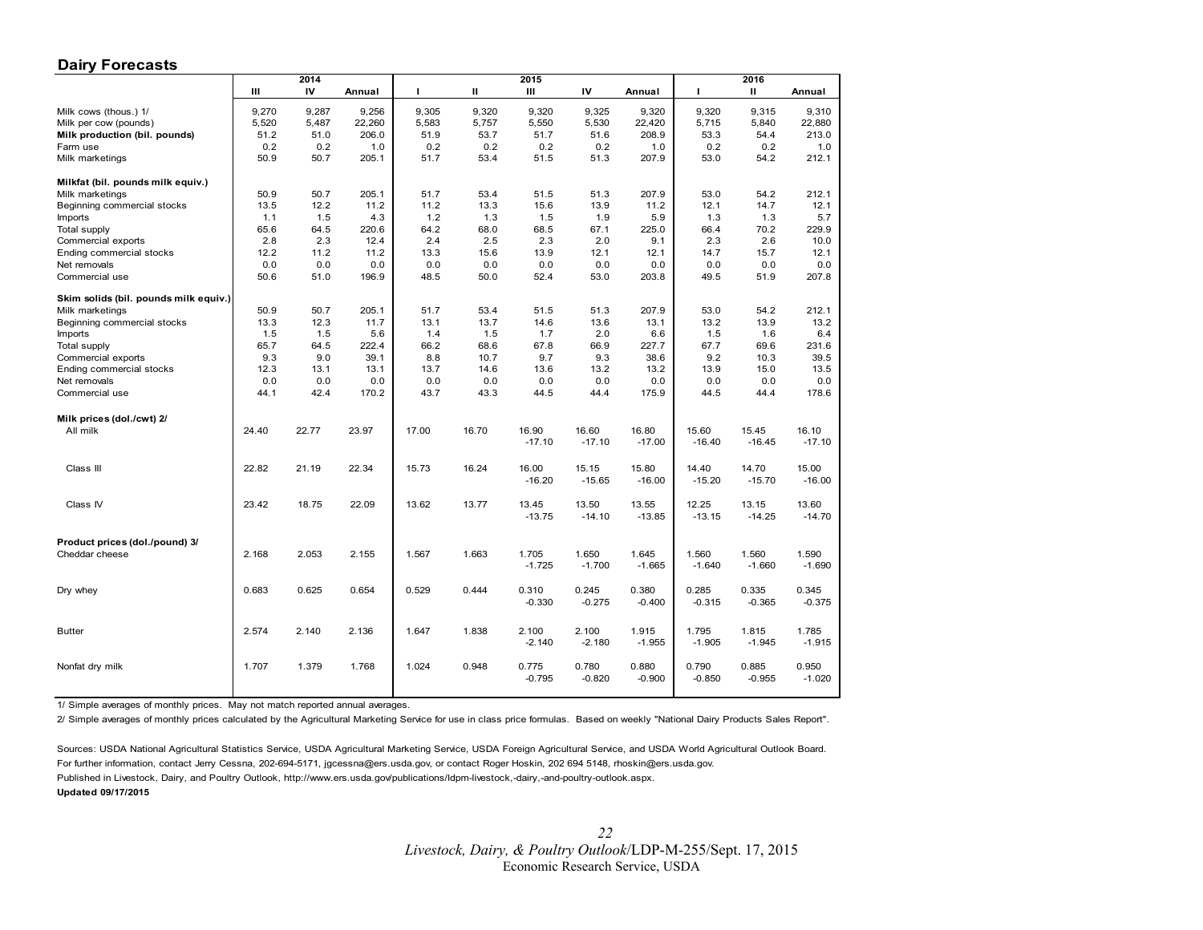## Dairy Forecasts

| | 2014 | | | 2015 | | | | | 2016 | | |
|---|---|---|---|---|---|---|---|---|---|---|---|
| | III | IV | Annual | I | II | III | IV | Annual | I | II | Annual |
| Milk cows (thous.) 1/ | 9,270 | 9,287 | 9,256 | 9,305 | 9,320 | 9,320 | 9,325 | 9,320 | 9,320 | 9,315 | 9,310 |
| Milk per cow (pounds) | 5,520 | 5,487 | 22,260 | 5,583 | 5,757 | 5,550 | 5,530 | 22,420 | 5,715 | 5,840 | 22,880 |
| **Milk production (bil. pounds)** | 51.2 | 51.0 | 206.0 | 51.9 | 53.7 | 51.7 | 51.6 | 208.9 | 53.3 | 54.4 | 213.0 |
| Farm use | 0.2 | 0.2 | 1.0 | 0.2 | 0.2 | 0.2 | 0.2 | 1.0 | 0.2 | 0.2 | 1.0 |
| Milk marketings | 50.9 | 50.7 | 205.1 | 51.7 | 53.4 | 51.5 | 51.3 | 207.9 | 53.0 | 54.2 | 212.1 |
| **Milkfat (bil. pounds milk equiv.)** | | | | | | | | | | | |
| Milk marketings | 50.9 | 50.7 | 205.1 | 51.7 | 53.4 | 51.5 | 51.3 | 207.9 | 53.0 | 54.2 | 212.1 |
| Beginning commercial stocks | 13.5 | 12.2 | 11.2 | 11.2 | 13.3 | 15.6 | 13.9 | 11.2 | 12.1 | 14.7 | 12.1 |
| Imports | 1.1 | 1.5 | 4.3 | 1.2 | 1.3 | 1.5 | 1.9 | 5.9 | 1.3 | 1.3 | 5.7 |
| Total supply | 65.6 | 64.5 | 220.6 | 64.2 | 68.0 | 68.5 | 67.1 | 225.0 | 66.4 | 70.2 | 229.9 |
| Commercial exports | 2.8 | 2.3 | 12.4 | 2.4 | 2.5 | 2.3 | 2.0 | 9.1 | 2.3 | 2.6 | 10.0 |
| Ending commercial stocks | 12.2 | 11.2 | 11.2 | 13.3 | 15.6 | 13.9 | 12.1 | 12.1 | 14.7 | 15.7 | 12.1 |
| Net removals | 0.0 | 0.0 | 0.0 | 0.0 | 0.0 | 0.0 | 0.0 | 0.0 | 0.0 | 0.0 | 0.0 |
| Commercial use | 50.6 | 51.0 | 196.9 | 48.5 | 50.0 | 52.4 | 53.0 | 203.8 | 49.5 | 51.9 | 207.8 |
| **Skim solids (bil. pounds milk equiv.)** | | | | | | | | | | | |
| Milk marketings | 50.9 | 50.7 | 205.1 | 51.7 | 53.4 | 51.5 | 51.3 | 207.9 | 53.0 | 54.2 | 212.1 |
| Beginning commercial stocks | 13.3 | 12.3 | 11.7 | 13.1 | 13.7 | 14.6 | 13.6 | 13.1 | 13.2 | 13.9 | 13.2 |
| Imports | 1.5 | 1.5 | 5.6 | 1.4 | 1.5 | 1.7 | 2.0 | 6.6 | 1.5 | 1.6 | 6.4 |
| Total supply | 65.7 | 64.5 | 222.4 | 66.2 | 68.6 | 67.8 | 66.9 | 227.7 | 67.7 | 69.6 | 231.6 |
| Commercial exports | 9.3 | 9.0 | 39.1 | 8.8 | 10.7 | 9.7 | 9.3 | 38.6 | 9.2 | 10.3 | 39.5 |
| Ending commercial stocks | 12.3 | 13.1 | 13.1 | 13.7 | 14.6 | 13.6 | 13.2 | 13.2 | 13.9 | 15.0 | 13.5 |
| Net removals | 0.0 | 0.0 | 0.0 | 0.0 | 0.0 | 0.0 | 0.0 | 0.0 | 0.0 | 0.0 | 0.0 |
| Commercial use | 44.1 | 42.4 | 170.2 | 43.7 | 43.3 | 44.5 | 44.4 | 175.9 | 44.5 | 44.4 | 178.6 |
| **Milk prices (dol./cwt) 2/** | | | | | | | | | | | |
| All milk | 24.40 | 22.77 | 23.97 | 17.00 | 16.70 | 16.90 -17.10 | 16.60 -17.10 | 16.80 -17.00 | 15.60 -16.40 | 15.45 -16.45 | 16.10 -17.10 |
| Class III | 22.82 | 21.19 | 22.34 | 15.73 | 16.24 | 16.00 -16.20 | 15.15 -15.65 | 15.80 -16.00 | 14.40 -15.20 | 14.70 -15.70 | 15.00 -16.00 |
| Class IV | 23.42 | 18.75 | 22.09 | 13.62 | 13.77 | 13.45 -13.75 | 13.50 -14.10 | 13.55 -13.85 | 12.25 -13.15 | 13.15 -14.25 | 13.60 -14.70 |
| **Product prices (dol./pound) 3/** | | | | | | | | | | | |
| Cheddar cheese | 2.168 | 2.053 | 2.155 | 1.567 | 1.663 | 1.705 -1.725 | 1.650 -1.700 | 1.645 -1.665 | 1.560 -1.640 | 1.560 -1.660 | 1.590 -1.690 |
| Dry whey | 0.683 | 0.625 | 0.654 | 0.529 | 0.444 | 0.310 -0.330 | 0.245 -0.275 | 0.380 -0.400 | 0.285 -0.315 | 0.335 -0.365 | 0.345 -0.375 |
| Butter | 2.574 | 2.140 | 2.136 | 1.647 | 1.838 | 2.100 -2.140 | 2.100 -2.180 | 1.915 -1.955 | 1.795 -1.905 | 1.815 -1.945 | 1.785 -1.915 |
| Nonfat dry milk | 1.707 | 1.379 | 1.768 | 1.024 | 0.948 | 0.775 -0.795 | 0.780 -0.820 | 0.880 -0.900 | 0.790 -0.850 | 0.885 -0.955 | 0.950 -1.020 |

1/ Simple averages of monthly prices. May not match reported annual averages.

2/ Simple averages of monthly prices calculated by the Agricultural Marketing Service for use in class price formulas. Based on weekly "National Dairy Products Sales Report".

Sources: USDA National Agricultural Statistics Service, USDA Agricultural Marketing Service, USDA Foreign Agricultural Service, and USDA World Agricultural Outlook Board.

For further information, contact Jerry Cessna, 202-694-5171, jgcessna@ers.usda.gov, or contact Roger Hoskin, 202 694 5148, rhoskin@ers.usda.gov.

Published in Livestock, Dairy, and Poultry Outlook, http://www.ers.usda.gov/publications/ldpm-livestock,-dairy,-and-poultry-outlook.aspx.

**Updated 09/17/2015**